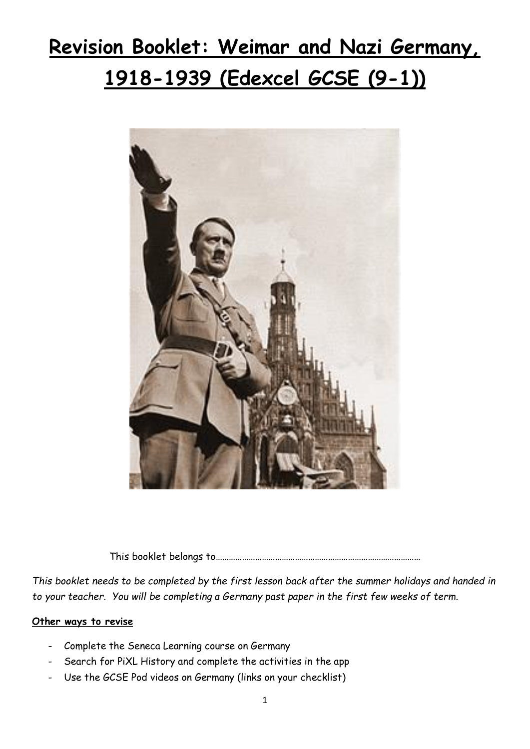# Revision Booklet: Weimar and Nazi Germany, 1918-1939 (Edexcel GCSE (9-1))

This booklet belongs to………………………………………………………………………………………

*This booklet needs to be completed by the first lesson back after the summer holidays and handed in to your teacher. You will be completing a Germany past paper in the first few weeks of term.*

**Other ways to revise**

- Complete the Seneca Learning course on Germany
- Search for PiXL History and complete the activities in the app
- Use the GCSE Pod videos on Germany (links on your checklist)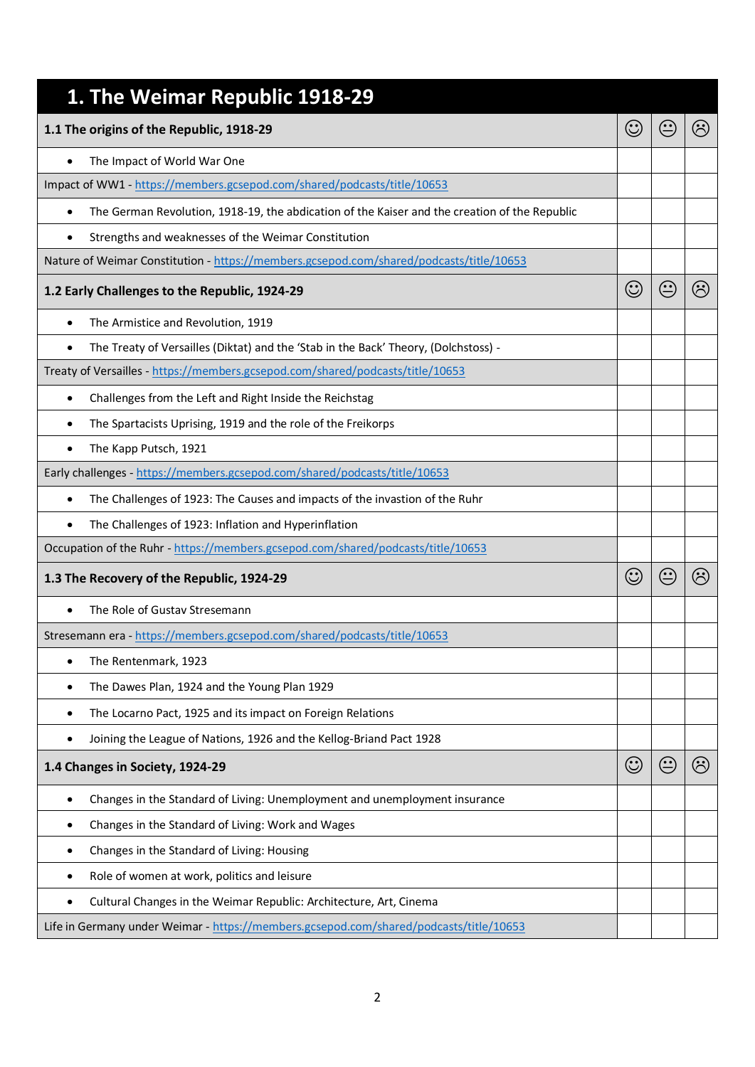# 1. The Weimar Republic 1918-29

| 1.1 The origins of the Republic, 1918-29 | ☺ | 😐 | ☹ |
|---|---|---|---|
| • The Impact of World War One | | | |
| Impact of WW1 - https://members.gcsepod.com/shared/podcasts/title/10653 | | | |
| • The German Revolution, 1918-19, the abdication of the Kaiser and the creation of the Republic | | | |
| • Strengths and weaknesses of the Weimar Constitution | | | |
| Nature of Weimar Constitution - https://members.gcsepod.com/shared/podcasts/title/10653 | | | |
| **1.2 Early Challenges to the Republic, 1924-29** | ☺ | 😐 | ☹ |
| • The Armistice and Revolution, 1919 | | | |
| • The Treaty of Versailles (Diktat) and the 'Stab in the Back' Theory, (Dolchstoss) - | | | |
| Treaty of Versailles - https://members.gcsepod.com/shared/podcasts/title/10653 | | | |
| • Challenges from the Left and Right Inside the Reichstag | | | |
| • The Spartacists Uprising, 1919 and the role of the Freikorps | | | |
| • The Kapp Putsch, 1921 | | | |
| Early challenges - https://members.gcsepod.com/shared/podcasts/title/10653 | | | |
| • The Challenges of 1923: The Causes and impacts of the invasion of the Ruhr | | | |
| • The Challenges of 1923: Inflation and Hyperinflation | | | |
| Occupation of the Ruhr - https://members.gcsepod.com/shared/podcasts/title/10653 | | | |
| **1.3 The Recovery of the Republic, 1924-29** | ☺ | 😐 | ☹ |
| • The Role of Gustav Stresemann | | | |
| Stresemann era - https://members.gcsepod.com/shared/podcasts/title/10653 | | | |
| • The Rentenmark, 1923 | | | |
| • The Dawes Plan, 1924 and the Young Plan 1929 | | | |
| • The Locarno Pact, 1925 and its impact on Foreign Relations | | | |
| • Joining the League of Nations, 1926 and the Kellog-Briand Pact 1928 | | | |
| **1.4 Changes in Society, 1924-29** | ☺ | 😐 | ☹ |
| • Changes in the Standard of Living: Unemployment and unemployment insurance | | | |
| • Changes in the Standard of Living: Work and Wages | | | |
| • Changes in the Standard of Living: Housing | | | |
| • Role of women at work, politics and leisure | | | |
| • Cultural Changes in the Weimar Republic: Architecture, Art, Cinema | | | |
| Life in Germany under Weimar - https://members.gcsepod.com/shared/podcasts/title/10653 | | | |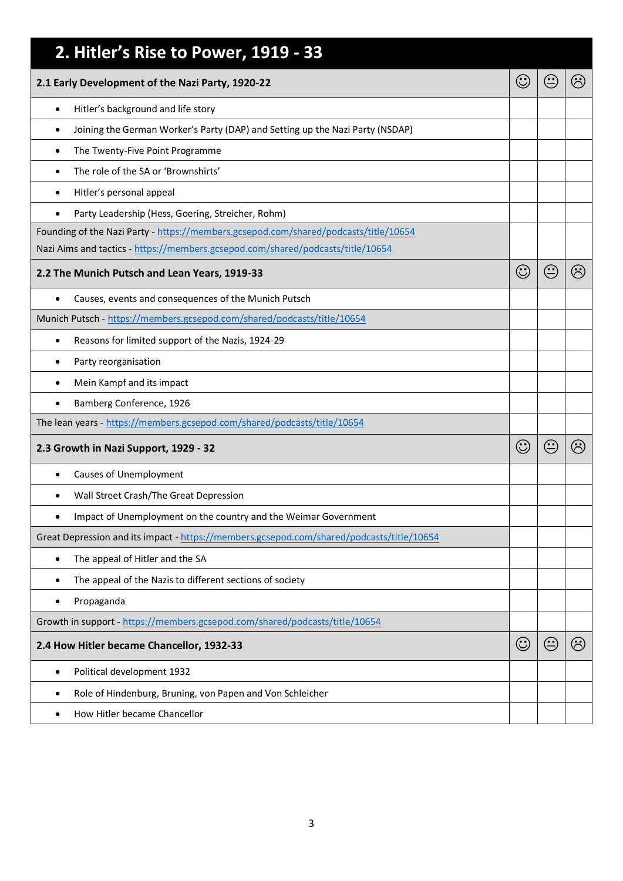# 2. Hitler's Rise to Power, 1919 - 33

| 2.1 Early Development of the Nazi Party, 1920-22 | ☺ | 😐 | ☹ |
|---|---|---|---|
| • Hitler's background and life story | | | |
| • Joining the German Worker's Party (DAP) and Setting up the Nazi Party (NSDAP) | | | |
| • The Twenty-Five Point Programme | | | |
| • The role of the SA or 'Brownshirts' | | | |
| • Hitler's personal appeal | | | |
| • Party Leadership (Hess, Goering, Streicher, Rohm) | | | |
| Founding of the Nazi Party - https://members.gcsepod.com/shared/podcasts/title/10654<br>Nazi Aims and tactics - https://members.gcsepod.com/shared/podcasts/title/10654 | | | |
| **2.2 The Munich Putsch and Lean Years, 1919-33** | ☺ | 😐 | ☹ |
| • Causes, events and consequences of the Munich Putsch | | | |
| Munich Putsch - https://members.gcsepod.com/shared/podcasts/title/10654 | | | |
| • Reasons for limited support of the Nazis, 1924-29 | | | |
| • Party reorganisation | | | |
| • Mein Kampf and its impact | | | |
| • Bamberg Conference, 1926 | | | |
| The lean years - https://members.gcsepod.com/shared/podcasts/title/10654 | | | |
| **2.3 Growth in Nazi Support, 1929 - 32** | ☺ | 😐 | ☹ |
| • Causes of Unemployment | | | |
| • Wall Street Crash/The Great Depression | | | |
| • Impact of Unemployment on the country and the Weimar Government | | | |
| Great Depression and its impact - https://members.gcsepod.com/shared/podcasts/title/10654 | | | |
| • The appeal of Hitler and the SA | | | |
| • The appeal of the Nazis to different sections of society | | | |
| • Propaganda | | | |
| Growth in support - https://members.gcsepod.com/shared/podcasts/title/10654 | | | |
| **2.4 How Hitler became Chancellor, 1932-33** | ☺ | 😐 | ☹ |
| • Political development 1932 | | | |
| • Role of Hindenburg, Bruning, von Papen and Von Schleicher | | | |
| • How Hitler became Chancellor | | | |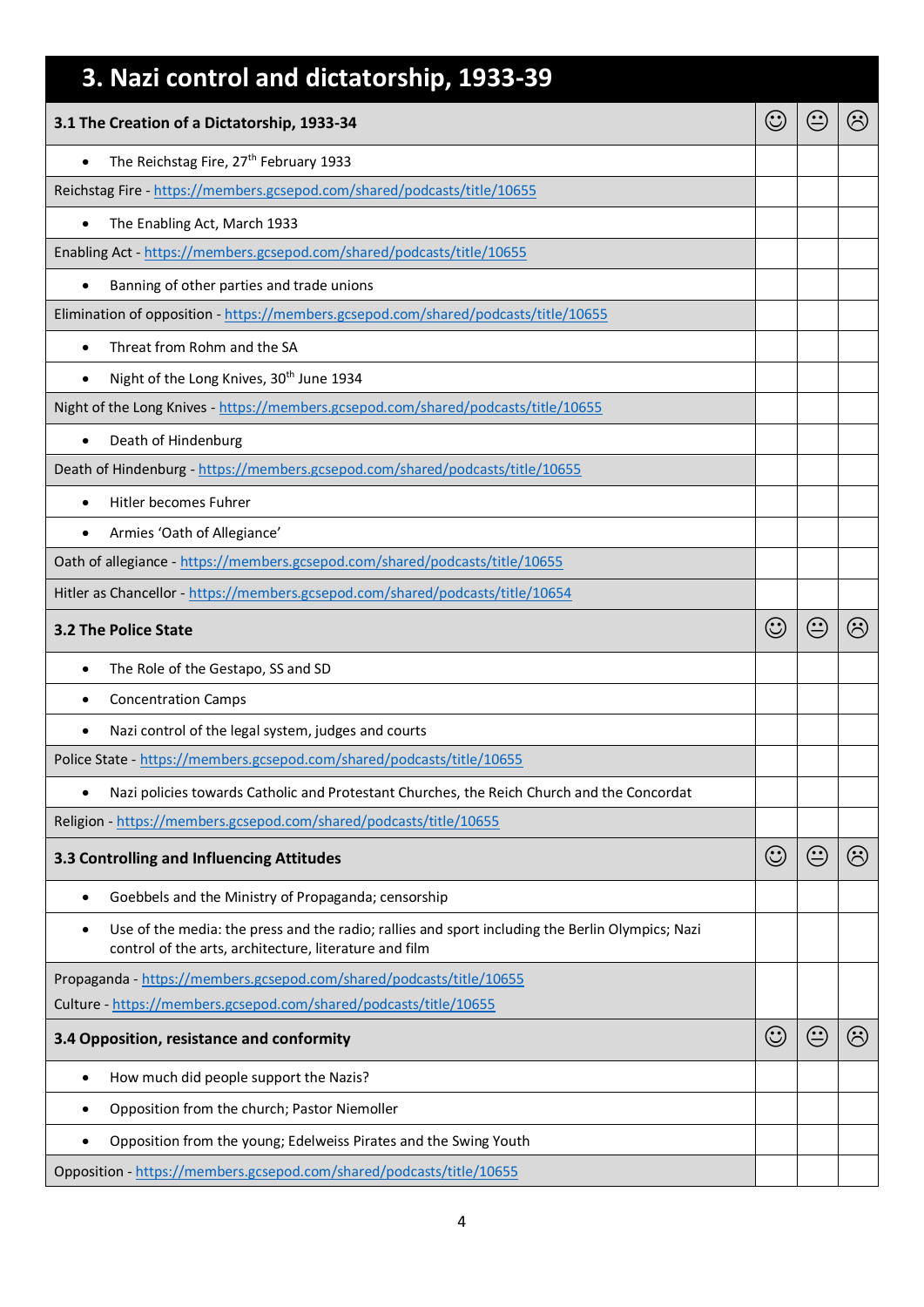# 3. Nazi control and dictatorship, 1933-39

| 3.1 The Creation of a Dictatorship, 1933-34 | ☺ | 😐 | ☹ |
|---|---|---|---|
| • The Reichstag Fire, 27th February 1933 | | | |
| Reichstag Fire - https://members.gcsepod.com/shared/podcasts/title/10655 | | | |
| • The Enabling Act, March 1933 | | | |
| Enabling Act - https://members.gcsepod.com/shared/podcasts/title/10655 | | | |
| • Banning of other parties and trade unions | | | |
| Elimination of opposition - https://members.gcsepod.com/shared/podcasts/title/10655 | | | |
| • Threat from Rohm and the SA | | | |
| • Night of the Long Knives, 30th June 1934 | | | |
| Night of the Long Knives - https://members.gcsepod.com/shared/podcasts/title/10655 | | | |
| • Death of Hindenburg | | | |
| Death of Hindenburg - https://members.gcsepod.com/shared/podcasts/title/10655 | | | |
| • Hitler becomes Fuhrer | | | |
| • Armies 'Oath of Allegiance' | | | |
| Oath of allegiance - https://members.gcsepod.com/shared/podcasts/title/10655 | | | |
| Hitler as Chancellor - https://members.gcsepod.com/shared/podcasts/title/10654 | | | |
| **3.2 The Police State** | ☺ | 😐 | ☹ |
| • The Role of the Gestapo, SS and SD | | | |
| • Concentration Camps | | | |
| • Nazi control of the legal system, judges and courts | | | |
| Police State - https://members.gcsepod.com/shared/podcasts/title/10655 | | | |
| • Nazi policies towards Catholic and Protestant Churches, the Reich Church and the Concordat | | | |
| Religion - https://members.gcsepod.com/shared/podcasts/title/10655 | | | |
| **3.3 Controlling and Influencing Attitudes** | ☺ | 😐 | ☹ |
| • Goebbels and the Ministry of Propaganda; censorship | | | |
| • Use of the media: the press and the radio; rallies and sport including the Berlin Olympics; Nazi control of the arts, architecture, literature and film | | | |
| Propaganda - https://members.gcsepod.com/shared/podcasts/title/10655 Culture - https://members.gcsepod.com/shared/podcasts/title/10655 | | | |
| **3.4 Opposition, resistance and conformity** | ☺ | 😐 | ☹ |
| • How much did people support the Nazis? | | | |
| • Opposition from the church; Pastor Niemoller | | | |
| • Opposition from the young; Edelweiss Pirates and the Swing Youth | | | |
| Opposition - https://members.gcsepod.com/shared/podcasts/title/10655 | | | |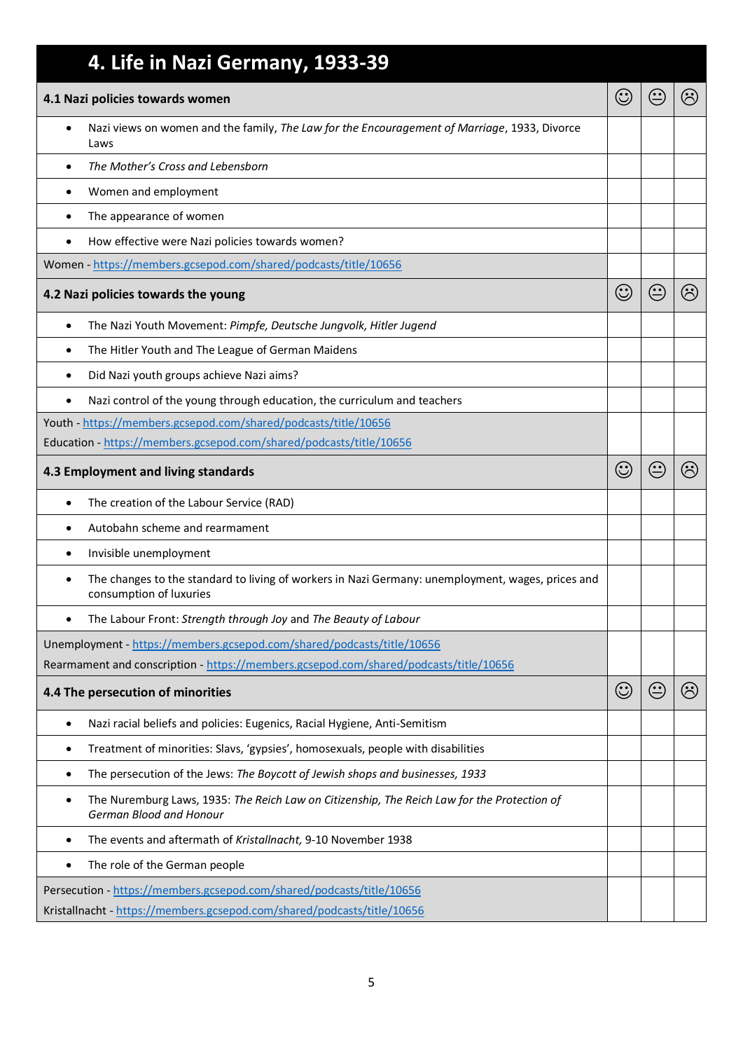# 4. Life in Nazi Germany, 1933-39

| 4.1 Nazi policies towards women | ☺ | 😐 | ☹ |
|---|---|---|---|
| • Nazi views on women and the family, *The Law for the Encouragement of Marriage*, 1933, Divorce Laws | | | |
| • *The Mother's Cross and Lebensborn* | | | |
| • Women and employment | | | |
| • The appearance of women | | | |
| • How effective were Nazi policies towards women? | | | |
| Women - https://members.gcsepod.com/shared/podcasts/title/10656 | | | |
| **4.2 Nazi policies towards the young** | ☺ | 😐 | ☹ |
| • The Nazi Youth Movement: *Pimpfe, Deutsche Jungvolk, Hitler Jugend* | | | |
| • The Hitler Youth and The League of German Maidens | | | |
| • Did Nazi youth groups achieve Nazi aims? | | | |
| • Nazi control of the young through education, the curriculum and teachers | | | |
| Youth - https://members.gcsepod.com/shared/podcasts/title/10656<br>Education - https://members.gcsepod.com/shared/podcasts/title/10656 | | | |
| **4.3 Employment and living standards** | ☺ | 😐 | ☹ |
| • The creation of the Labour Service (RAD) | | | |
| • Autobahn scheme and rearmament | | | |
| • Invisible unemployment | | | |
| • The changes to the standard to living of workers in Nazi Germany: unemployment, wages, prices and consumption of luxuries | | | |
| • The Labour Front: *Strength through Joy* and *The Beauty of Labour* | | | |
| Unemployment - https://members.gcsepod.com/shared/podcasts/title/10656<br>Rearmament and conscription - https://members.gcsepod.com/shared/podcasts/title/10656 | | | |
| **4.4 The persecution of minorities** | ☺ | 😐 | ☹ |
| • Nazi racial beliefs and policies: Eugenics, Racial Hygiene, Anti-Semitism | | | |
| • Treatment of minorities: Slavs, 'gypsies', homosexuals, people with disabilities | | | |
| • The persecution of the Jews: *The Boycott of Jewish shops and businesses, 1933* | | | |
| • The Nuremburg Laws, 1935: *The Reich Law on Citizenship, The Reich Law for the Protection of German Blood and Honour* | | | |
| • The events and aftermath of *Kristallnacht*, 9-10 November 1938 | | | |
| • The role of the German people | | | |
| Persecution - https://members.gcsepod.com/shared/podcasts/title/10656<br>Kristallnacht - https://members.gcsepod.com/shared/podcasts/title/10656 | | | |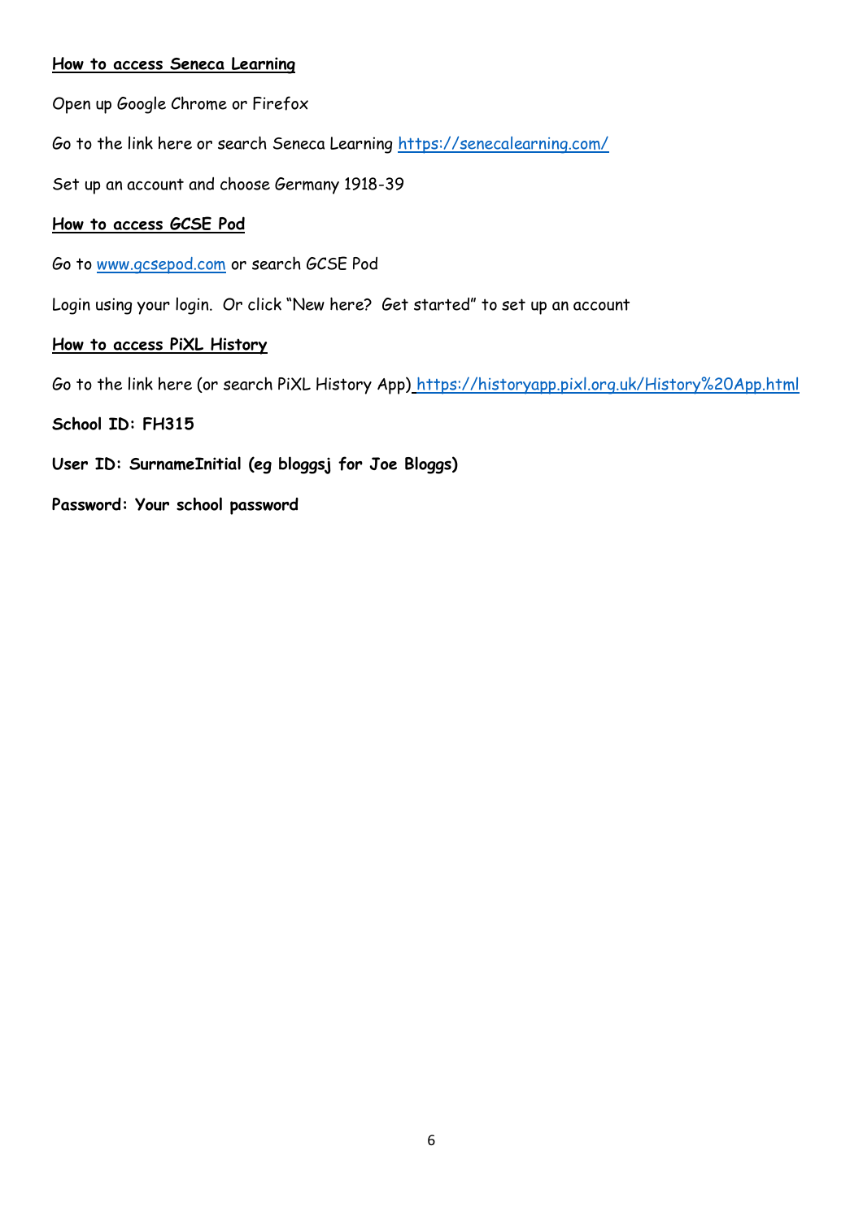**How to access Seneca Learning**

Open up Google Chrome or Firefox

Go to the link here or search Seneca Learning https://senecalearning.com/

Set up an account and choose Germany 1918-39

**How to access GCSE Pod**

Go to www.gcsepod.com or search GCSE Pod

Login using your login. Or click "New here? Get started" to set up an account

**How to access PiXL History**

Go to the link here (or search PiXL History App) https://historyapp.pixl.org.uk/History%20App.html

**School ID: FH315**

**User ID: SurnameInitial (eg bloggsj for Joe Bloggs)**

**Password: Your school password**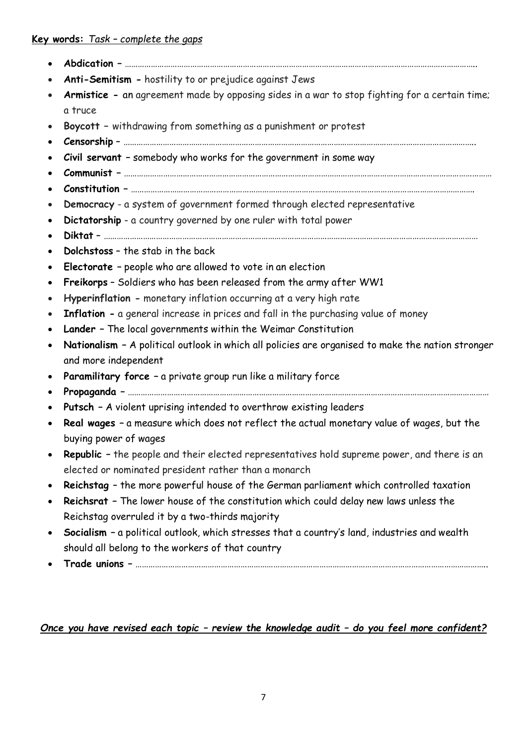**Key words:** *Task – complete the gaps*

- **Abdication –** ……………………………………………………………………………………………………………………………………………….
- **Anti-Semitism -** hostility to or prejudice against Jews
- **Armistice -** an agreement made by opposing sides in a war to stop fighting for a certain time; a truce
- **Boycott** – withdrawing from something as a punishment or protest
- **Censorship** – ……………………………………………………………………………………………………………………………………………….
- **Civil servant –** somebody who works for the government in some way
- **Communist –** ………………………………………………………………………………………………………………………………………………
- **Constitution –** ………………………………………………………………………………………………………………………………………
- **Democracy** - a system of government formed through elected representative
- **Dictatorship** - a country governed by one ruler with total power
- **Diktat** – ………………………………………………………………………………………………………………………………………………
- **Dolchstoss** – the stab in the back
- **Electorate –** people who are allowed to vote in an election
- **Freikorps** – Soldiers who has been released from the army after WW1
- **Hyperinflation -** monetary inflation occurring at a very high rate
- **Inflation -** a general increase in prices and fall in the purchasing value of money
- **Lander –** The local governments within the Weimar Constitution
- **Nationalism –** A political outlook in which all policies are organised to make the nation stronger and more independent
- **Paramilitary force –** a private group run like a military force
- **Propaganda –** ………………………………………………………………………………………………………………………………………………
- **Putsch –** A violent uprising intended to overthrow existing leaders
- **Real wages –** a measure which does not reflect the actual monetary value of wages, but the buying power of wages
- **Republic –** the people and their elected representatives hold supreme power, and there is an elected or nominated president rather than a monarch
- **Reichstag** – the more powerful house of the German parliament which controlled taxation
- **Reichsrat –** The lower house of the constitution which could delay new laws unless the Reichstag overruled it by a two-thirds majority
- **Socialism –** a political outlook, which stresses that a country's land, industries and wealth should all belong to the workers of that country
- **Trade unions –** ……………………………………………………………………………………………………………………………………………..

***Once you have revised each topic – review the knowledge audit – do you feel more confident?***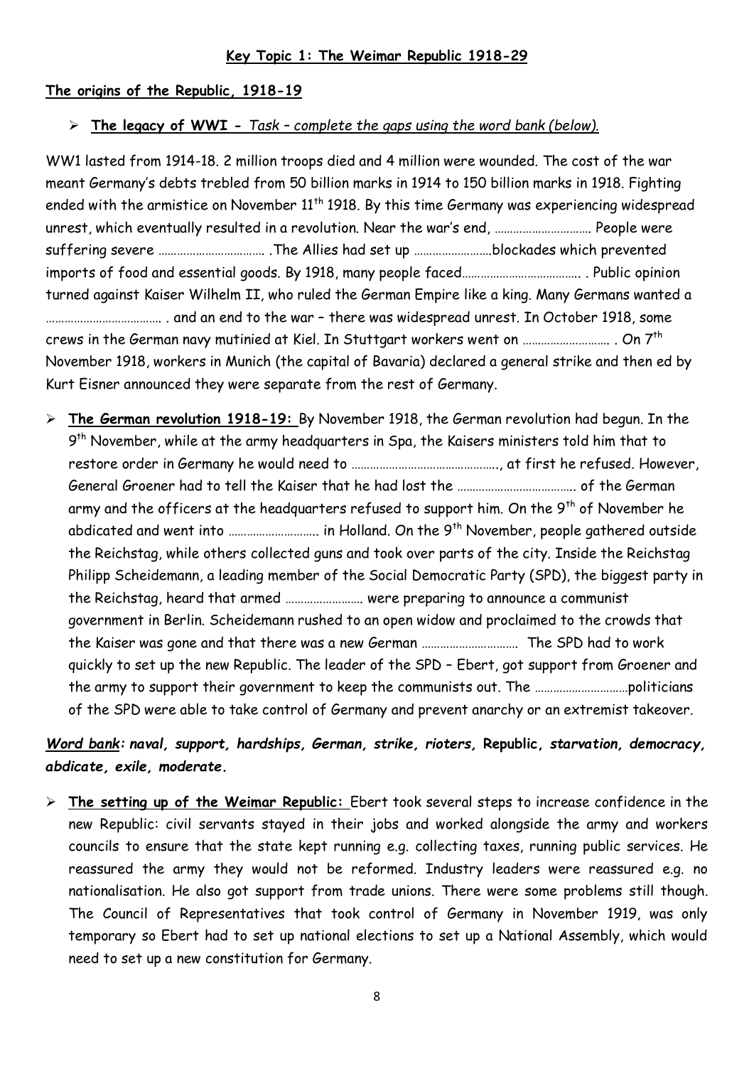## Key Topic 1: The Weimar Republic 1918-29

### The origins of the Republic, 1918-19

- **The legacy of WWI -** *Task – complete the gaps using the word bank (below).*

WW1 lasted from 1914-18. 2 million troops died and 4 million were wounded. The cost of the war meant Germany's debts trebled from 50 billion marks in 1914 to 150 billion marks in 1918. Fighting ended with the armistice on November 11th 1918. By this time Germany was experiencing widespread unrest, which eventually resulted in a revolution. Near the war's end, ………………………… People were suffering severe ……………………………. .The Allies had set up …………………….blockades which prevented imports of food and essential goods. By 1918, many people faced………………………………. . Public opinion turned against Kaiser Wilhelm II, who ruled the German Empire like a king. Many Germans wanted a ………………………………. . and an end to the war – there was widespread unrest. In October 1918, some crews in the German navy mutinied at Kiel. In Stuttgart workers went on ………………………. . On 7th November 1918, workers in Munich (the capital of Bavaria) declared a general strike and then ed by Kurt Eisner announced they were separate from the rest of Germany.

- **The German revolution 1918-19:** By November 1918, the German revolution had begun. In the 9th November, while at the army headquarters in Spa, the Kaisers ministers told him that to restore order in Germany he would need to ………………………………………., at first he refused. However, General Groener had to tell the Kaiser that he had lost the ………………………………. of the German army and the officers at the headquarters refused to support him. On the 9th of November he abdicated and went into ………………………. in Holland. On the 9th November, people gathered outside the Reichstag, while others collected guns and took over parts of the city. Inside the Reichstag Philipp Scheidemann, a leading member of the Social Democratic Party (SPD), the biggest party in the Reichstag, heard that armed ……………………. were preparing to announce a communist government in Berlin. Scheidemann rushed to an open widow and proclaimed to the crowds that the Kaiser was gone and that there was a new German ………………………… The SPD had to work quickly to set up the new Republic. The leader of the SPD – Ebert, got support from Groener and the army to support their government to keep the communists out. The …………………………politicians of the SPD were able to take control of Germany and prevent anarchy or an extremist takeover.

***Word bank*: naval, support, hardships, German, strike, rioters, Republic, starvation, democracy, abdicate, exile, moderate.**

- **The setting up of the Weimar Republic:** Ebert took several steps to increase confidence in the new Republic: civil servants stayed in their jobs and worked alongside the army and workers councils to ensure that the state kept running e.g. collecting taxes, running public services. He reassured the army they would not be reformed. Industry leaders were reassured e.g. no nationalisation. He also got support from trade unions. There were some problems still though. The Council of Representatives that took control of Germany in November 1919, was only temporary so Ebert had to set up national elections to set up a National Assembly, which would need to set up a new constitution for Germany.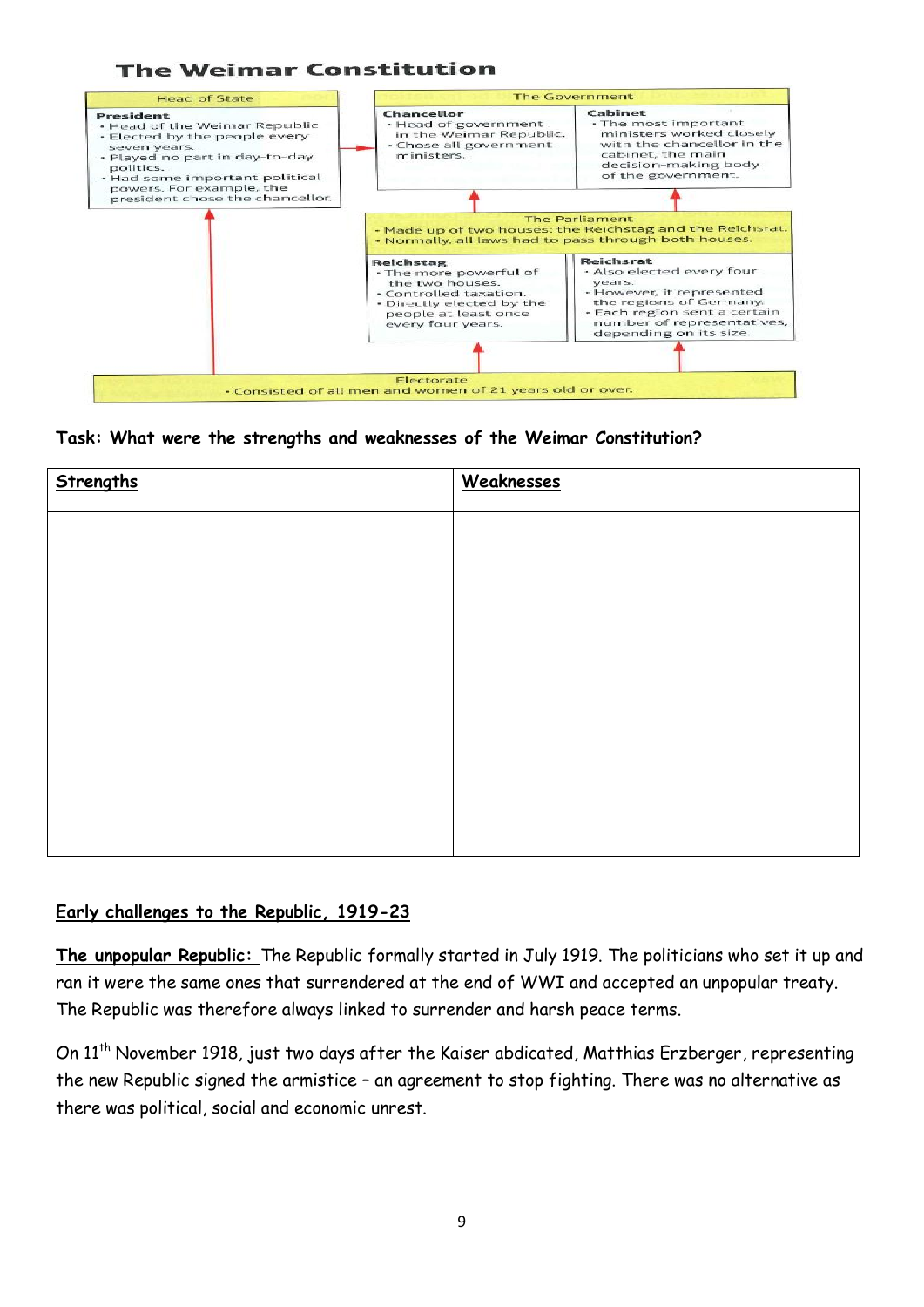## The Weimar Constitution

**Head of State**

**President**
- Head of the Weimar Republic
- Elected by the people every seven years.
- Played no part in day-to-day politics.
- Had some important political powers. For example, the president chose the chancellor.

**The Government**

**Chancellor**
- Head of government in the Weimar Republic.
- Chose all government ministers.

**Cabinet**
- The most important ministers worked closely with the chancellor in the cabinet, the main decision-making body of the government.

**The Parliament**
- Made up of two houses: the Reichstag and the Reichsrat.
- Normally, all laws had to pass through both houses.

**Reichstag**
- The more powerful of the two houses.
- Controlled taxation.
- Directly elected by the people at least once every four years.

**Reichsrat**
- Also elected every four years.
- However, it represented the regions of Germany.
- Each region sent a certain number of representatives, depending on its size.

**Electorate**
- Consisted of all men and women of 21 years old or over.

**Task: What were the strengths and weaknesses of the Weimar Constitution?**

| Strengths | Weaknesses |
| --- | --- |
| | |

## Early challenges to the Republic, 1919-23

**The unpopular Republic:** The Republic formally started in July 1919. The politicians who set it up and ran it were the same ones that surrendered at the end of WWI and accepted an unpopular treaty. The Republic was therefore always linked to surrender and harsh peace terms.

On 11th November 1918, just two days after the Kaiser abdicated, Matthias Erzberger, representing the new Republic signed the armistice – an agreement to stop fighting. There was no alternative as there was political, social and economic unrest.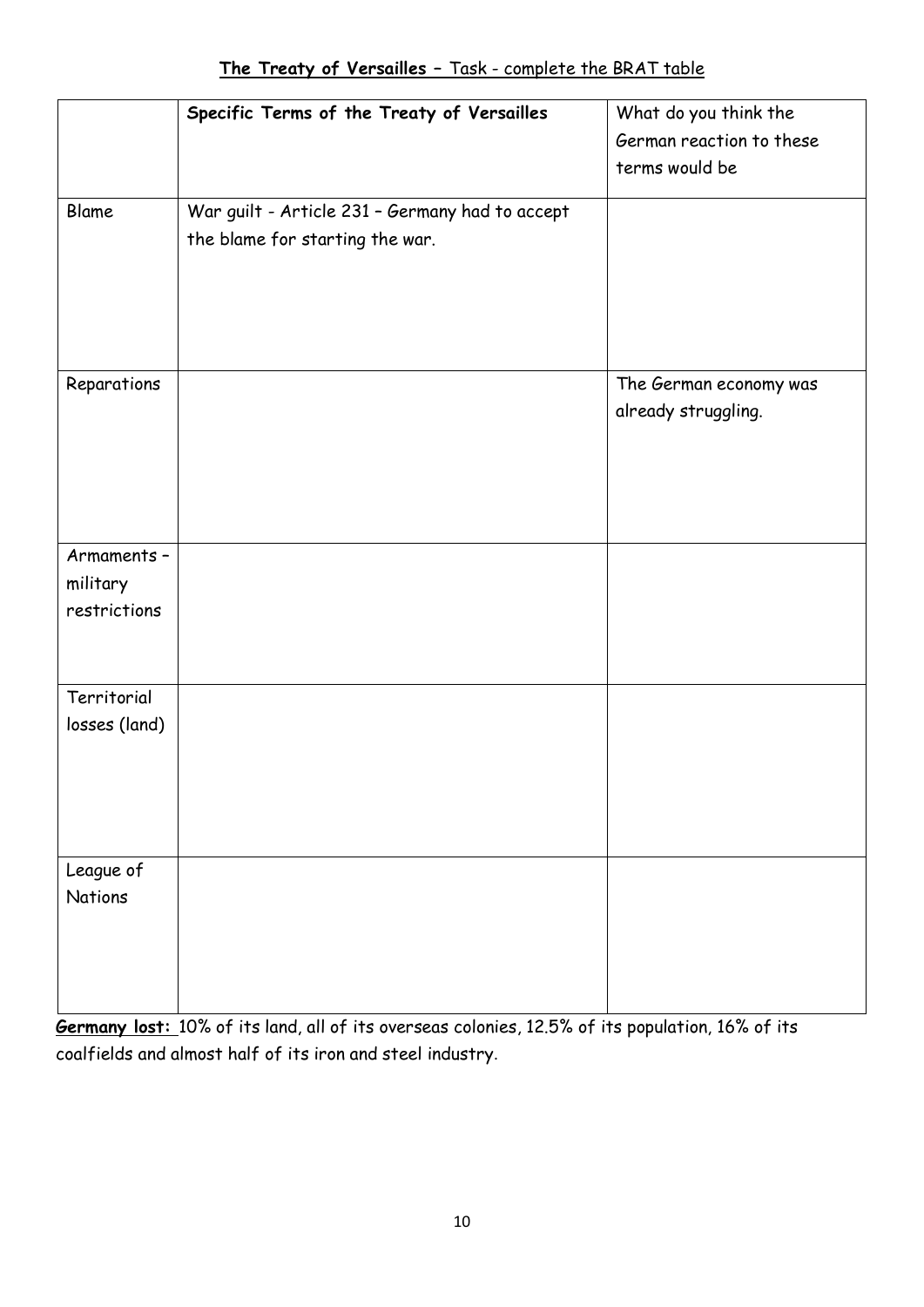# **The Treaty of Versailles** – Task - complete the BRAT table

| | **Specific Terms of the Treaty of Versailles** | What do you think the German reaction to these terms would be |
|---|---|---|
| Blame | War guilt - Article 231 – Germany had to accept the blame for starting the war. | |
| Reparations | | The German economy was already struggling. |
| Armaments – military restrictions | | |
| Territorial losses (land) | | |
| League of Nations | | |

**Germany lost:** 10% of its land, all of its overseas colonies, 12.5% of its population, 16% of its coalfields and almost half of its iron and steel industry.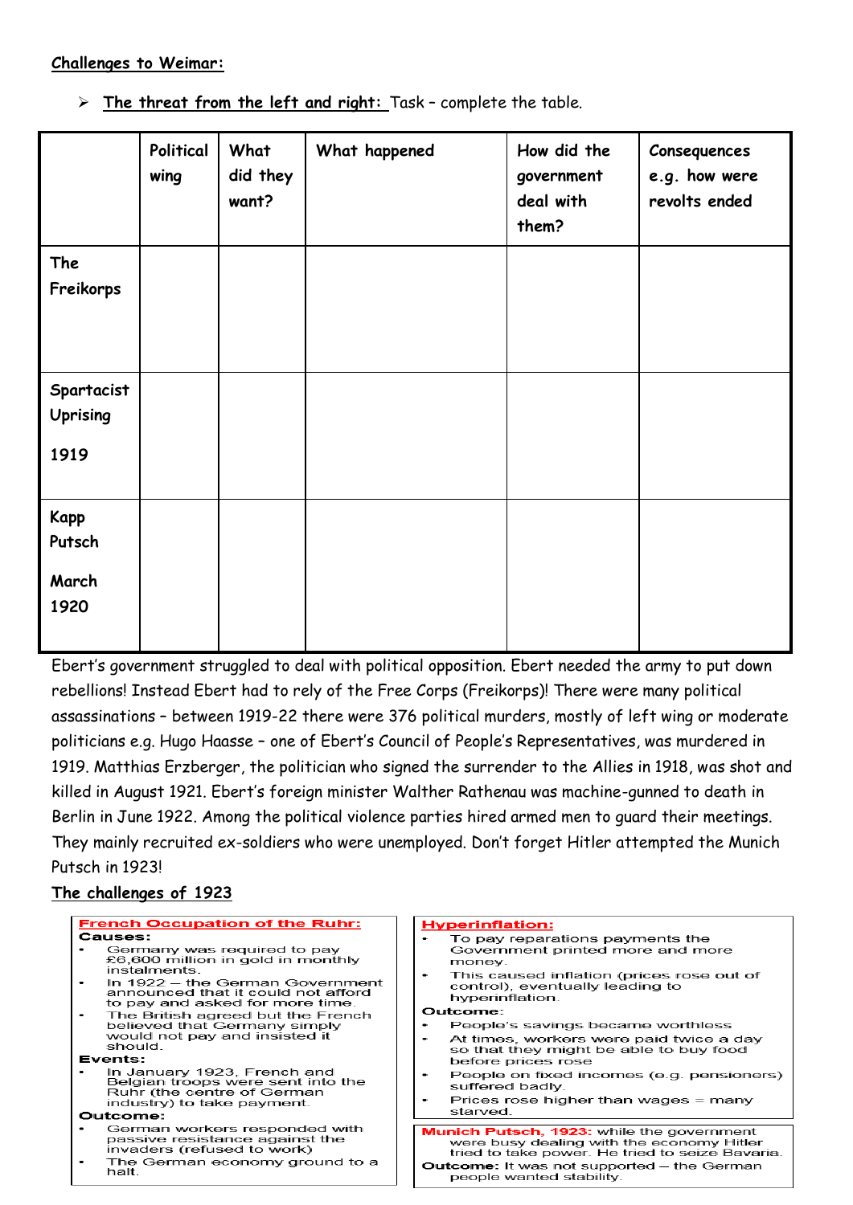**Challenges to Weimar:**

- **The threat from the left and right:** Task – complete the table.

| | Political wing | What did they want? | What happened | How did the government deal with them? | Consequences e.g. how were revolts ended |
|---|---|---|---|---|---|
| The Freikorps | | | | | |
| Spartacist Uprising 1919 | | | | | |
| Kapp Putsch March 1920 | | | | | |

Ebert's government struggled to deal with political opposition. Ebert needed the army to put down rebellions! Instead Ebert had to rely of the Free Corps (Freikorps)! There were many political assassinations – between 1919-22 there were 376 political murders, mostly of left wing or moderate politicians e.g. Hugo Haasse – one of Ebert's Council of People's Representatives, was murdered in 1919. Matthias Erzberger, the politician who signed the surrender to the Allies in 1918, was shot and killed in August 1921. Ebert's foreign minister Walther Rathenau was machine-gunned to death in Berlin in June 1922. Among the political violence parties hired armed men to guard their meetings. They mainly recruited ex-soldiers who were unemployed. Don't forget Hitler attempted the Munich Putsch in 1923!

**The challenges of 1923**

**French Occupation of the Ruhr:**

**Causes:**
- Germany was required to pay £6,600 million in gold in monthly instalments.
- In 1922 – the German Government announced that it could not afford to pay and asked for more time.
- The British agreed but the French believed that Germany simply would not pay and insisted it should.

**Events:**
- In January 1923, French and Belgian troops were sent into the Ruhr (the centre of German industry) to take payment.

**Outcome:**
- German workers responded with passive resistance against the invaders (refused to work)
- The German economy ground to a halt.

**Hyperinflation:**
- To pay reparations payments the Government printed more and more money.
- This caused inflation (prices rose out of control), eventually leading to hyperinflation.

**Outcome:**
- People's savings became worthless
- At times, workers were paid twice a day so that they might be able to buy food before prices rose
- People on fixed incomes (e.g. pensioners) suffered badly.
- Prices rose higher than wages = many starved.

**Munich Putsch, 1923:** while the government were busy dealing with the economy Hitler tried to take power. He tried to seize Bavaria.
**Outcome:** It was not supported – the German people wanted stability.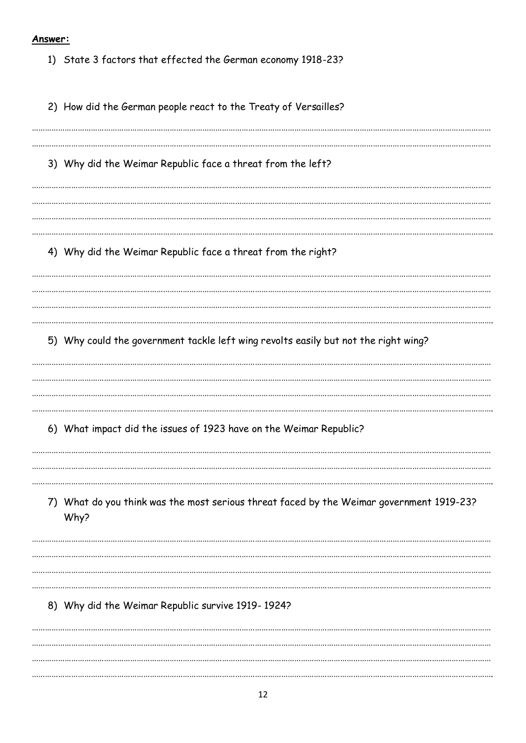**Answer:**

1) State 3 factors that effected the German economy 1918-23?

2) How did the German people react to the Treaty of Versailles?

3) Why did the Weimar Republic face a threat from the left?

4) Why did the Weimar Republic face a threat from the right?

5) Why could the government tackle left wing revolts easily but not the right wing?

6) What impact did the issues of 1923 have on the Weimar Republic?

7) What do you think was the most serious threat faced by the Weimar government 1919-23? Why?

8) Why did the Weimar Republic survive 1919- 1924?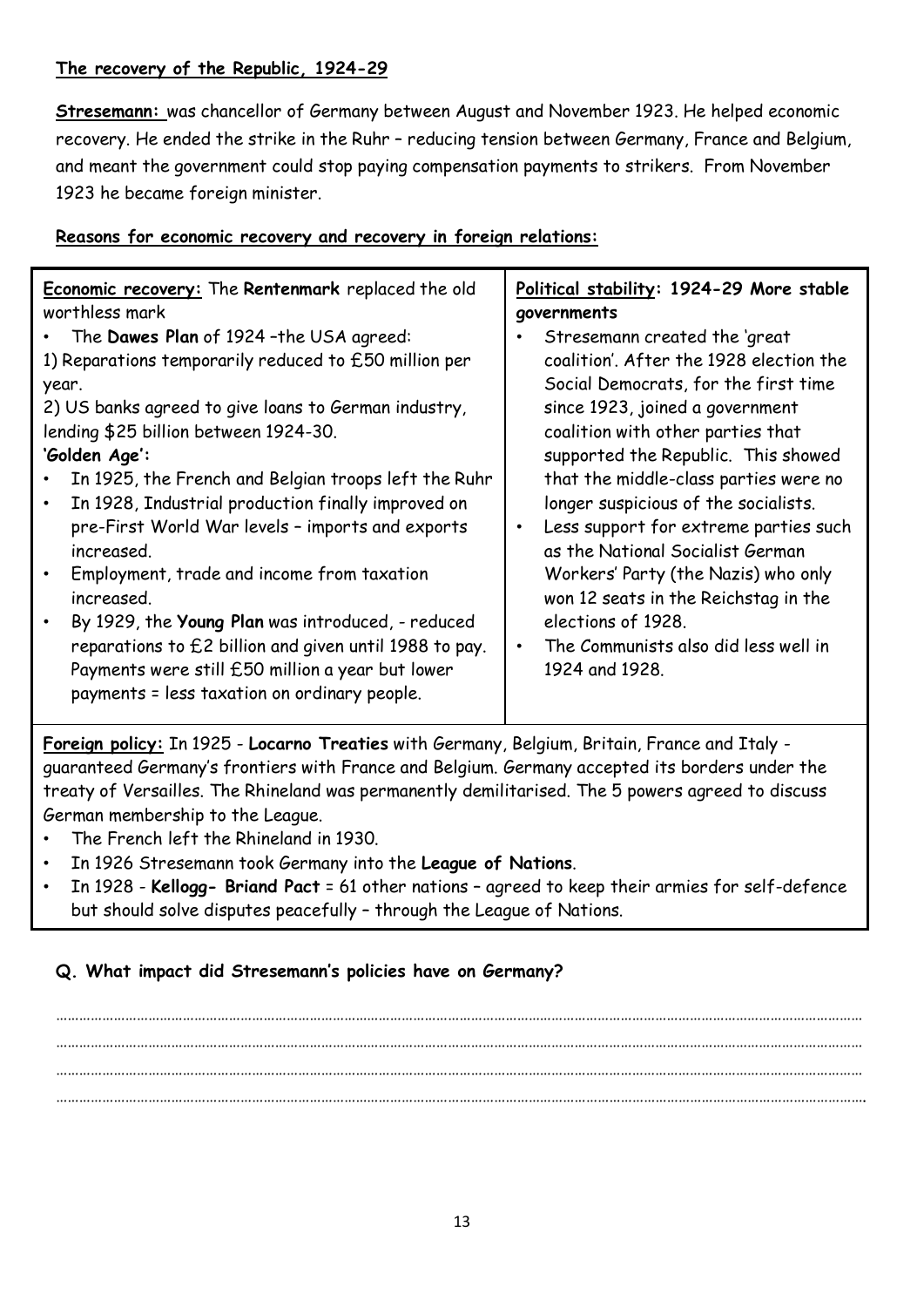**The recovery of the Republic, 1924-29**

**Stresemann:** was chancellor of Germany between August and November 1923. He helped economic recovery. He ended the strike in the Ruhr – reducing tension between Germany, France and Belgium, and meant the government could stop paying compensation payments to strikers. From November 1923 he became foreign minister.

**Reasons for economic recovery and recovery in foreign relations:**

**Economic recovery:** The **Rentenmark** replaced the old worthless mark

- The **Dawes Plan** of 1924 –the USA agreed:

1) Reparations temporarily reduced to £50 million per year.

2) US banks agreed to give loans to German industry, lending $25 billion between 1924-30.

**'Golden Age':**

- In 1925, the French and Belgian troops left the Ruhr
- In 1928, Industrial production finally improved on pre-First World War levels – imports and exports increased.
- Employment, trade and income from taxation increased.
- By 1929, the **Young Plan** was introduced, - reduced reparations to £2 billion and given until 1988 to pay. Payments were still £50 million a year but lower payments = less taxation on ordinary people.

**Political stability: 1924-29 More stable governments**

- Stresemann created the 'great coalition'. After the 1928 election the Social Democrats, for the first time since 1923, joined a government coalition with other parties that supported the Republic. This showed that the middle-class parties were no longer suspicious of the socialists.
- Less support for extreme parties such as the National Socialist German Workers' Party (the Nazis) who only won 12 seats in the Reichstag in the elections of 1928.
- The Communists also did less well in 1924 and 1928.

**Foreign policy:** In 1925 - **Locarno Treaties** with Germany, Belgium, Britain, France and Italy - guaranteed Germany's frontiers with France and Belgium. Germany accepted its borders under the treaty of Versailles. The Rhineland was permanently demilitarised. The 5 powers agreed to discuss German membership to the League.

- The French left the Rhineland in 1930.
- In 1926 Stresemann took Germany into the **League of Nations**.
- In 1928 - **Kellogg- Briand Pact** = 61 other nations – agreed to keep their armies for self-defence but should solve disputes peacefully – through the League of Nations.

**Q. What impact did Stresemann's policies have on Germany?**

………………………………………………………………………………………………………………………………………………

………………………………………………………………………………………………………………………………………………

………………………………………………………………………………………………………………………………………………

………………………………………………………………………………………………………………………………………………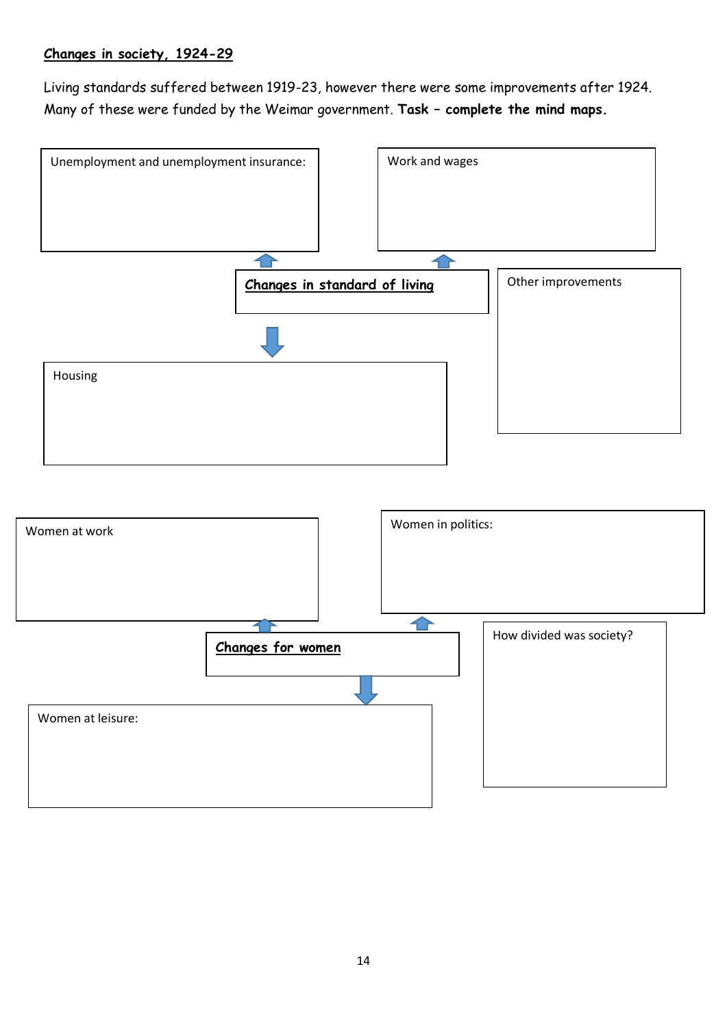## Changes in society, 1924-29

Living standards suffered between 1919-23, however there were some improvements after 1924. Many of these were funded by the Weimar government. **Task – complete the mind maps.**

### Changes in standard of living

Unemployment and unemployment insurance:

Work and wages

Other improvements

Housing

### Changes for women

Women at work

Women in politics:

How divided was society?

Women at leisure: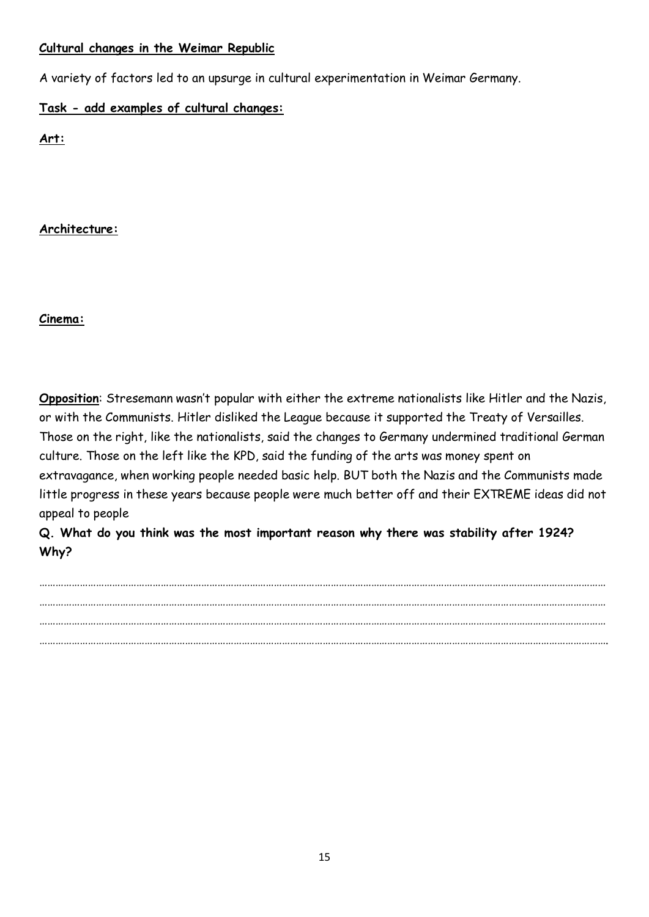**Cultural changes in the Weimar Republic**

A variety of factors led to an upsurge in cultural experimentation in Weimar Germany.

**Task - add examples of cultural changes:**

**Art:**

**Architecture:**

**Cinema:**

**Opposition**: Stresemann wasn't popular with either the extreme nationalists like Hitler and the Nazis, or with the Communists. Hitler disliked the League because it supported the Treaty of Versailles. Those on the right, like the nationalists, said the changes to Germany undermined traditional German culture. Those on the left like the KPD, said the funding of the arts was money spent on extravagance, when working people needed basic help. BUT both the Nazis and the Communists made little progress in these years because people were much better off and their EXTREME ideas did not appeal to people

**Q. What do you think was the most important reason why there was stability after 1924? Why?**

…………………………………………………………………………………………………………………………………………………………………………
…………………………………………………………………………………………………………………………………………………………………………
…………………………………………………………………………………………………………………………………………………………………………
…………………………………………………………………………………………………………………………………………………………………………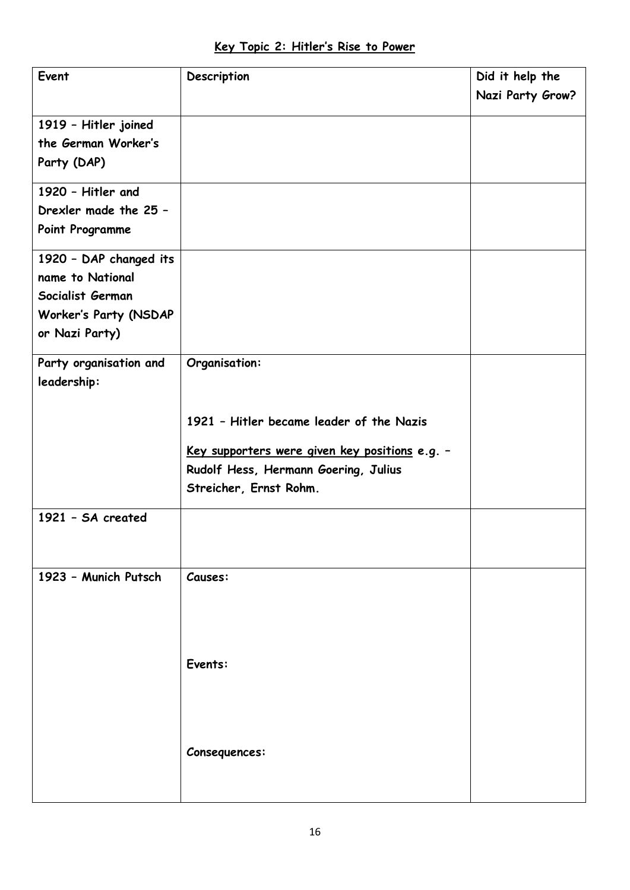## Key Topic 2: Hitler's Rise to Power

| Event | Description | Did it help the Nazi Party Grow? |
| --- | --- | --- |
| 1919 – Hitler joined the German Worker's Party (DAP) | | |
| 1920 – Hitler and Drexler made the 25 – Point Programme | | |
| 1920 – DAP changed its name to National Socialist German Worker's Party (NSDAP or Nazi Party) | | |
| Party organisation and leadership: | Organisation:<br><br>1921 – Hitler became leader of the Nazis<br><br><u>Key supporters were given key positions</u> e.g. – Rudolf Hess, Hermann Goering, Julius Streicher, Ernst Rohm. | |
| 1921 – SA created | | |
| 1923 – Munich Putsch | Causes:<br><br>Events:<br><br>Consequences: | |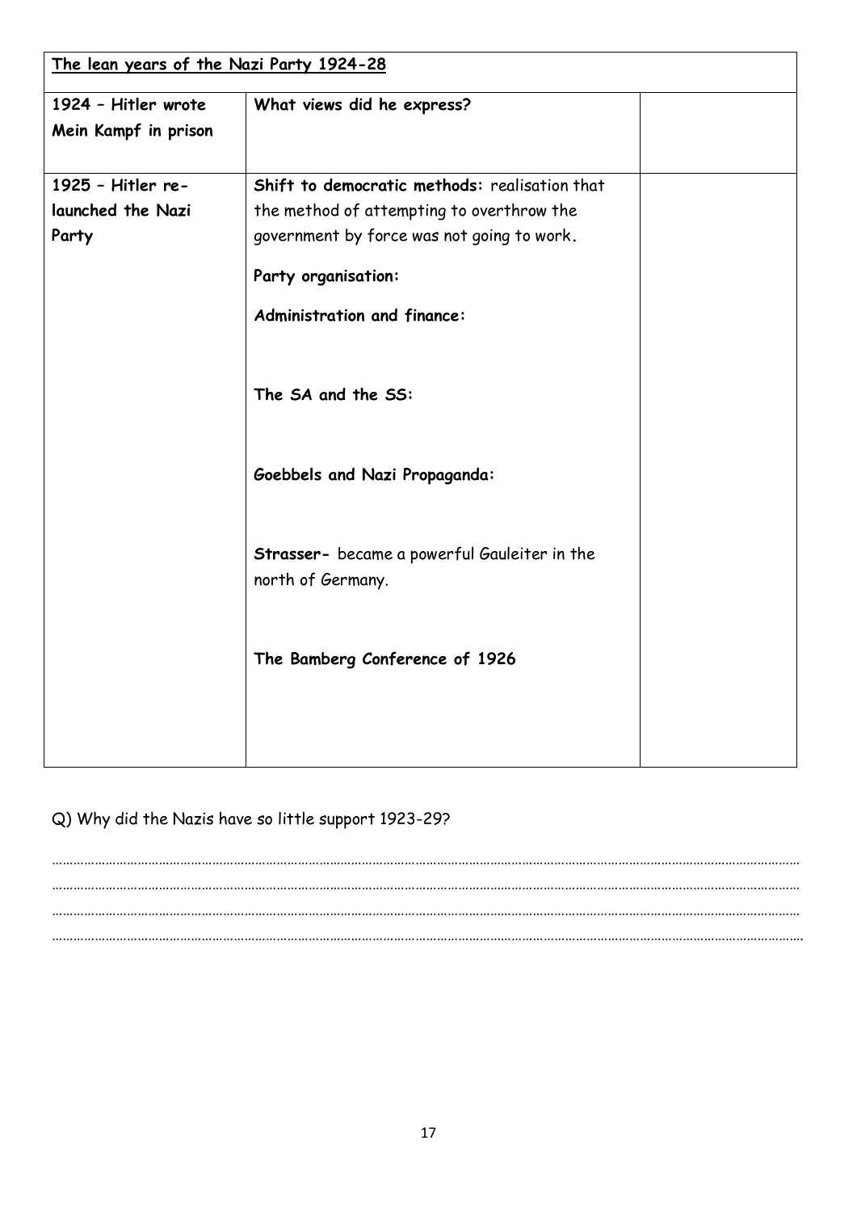| The lean years of the Nazi Party 1924-28 | | |
|---|---|---|
| **1924 – Hitler wrote Mein Kampf in prison** | **What views did he express?** | |
| **1925 – Hitler re-launched the Nazi Party** | **Shift to democratic methods:** realisation that the method of attempting to overthrow the government by force was not going to work.<br><br>**Party organisation:**<br><br>**Administration and finance:**<br><br>**The SA and the SS:**<br><br>**Goebbels and Nazi Propaganda:**<br><br>**Strasser-** became a powerful Gauleiter in the north of Germany.<br><br>**The Bamberg Conference of 1926** | |

Q) Why did the Nazis have so little support 1923-29?

…………………………………………………………………………………………………………………………………………………………………………
…………………………………………………………………………………………………………………………………………………………………………
…………………………………………………………………………………………………………………………………………………………………………
…………………………………………………………………………………………………………………………………………………………………………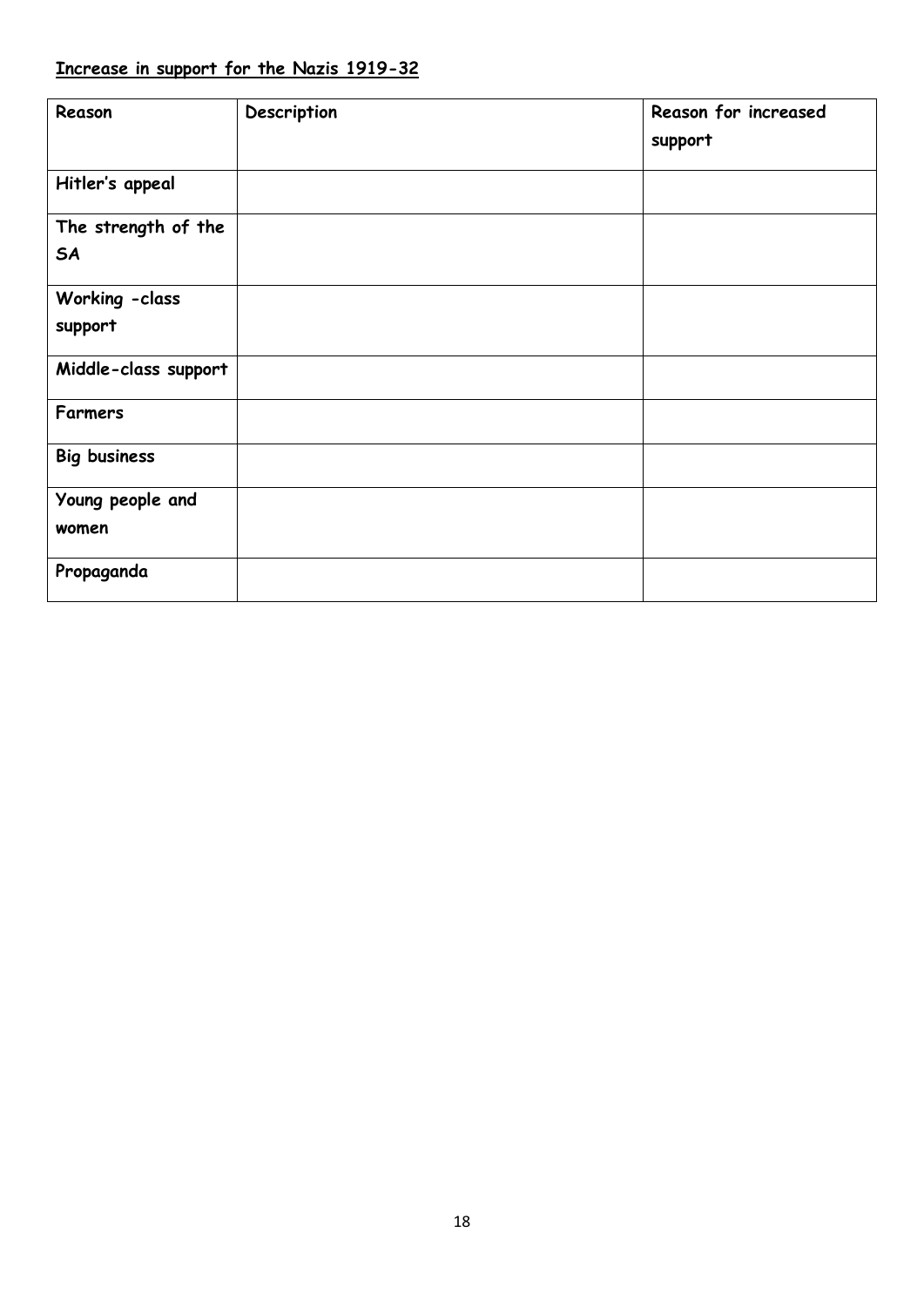**Increase in support for the Nazis 1919-32**

| Reason | Description | Reason for increased support |
|---|---|---|
| Hitler's appeal | | |
| The strength of the SA | | |
| Working -class support | | |
| Middle-class support | | |
| Farmers | | |
| Big business | | |
| Young people and women | | |
| Propaganda | | |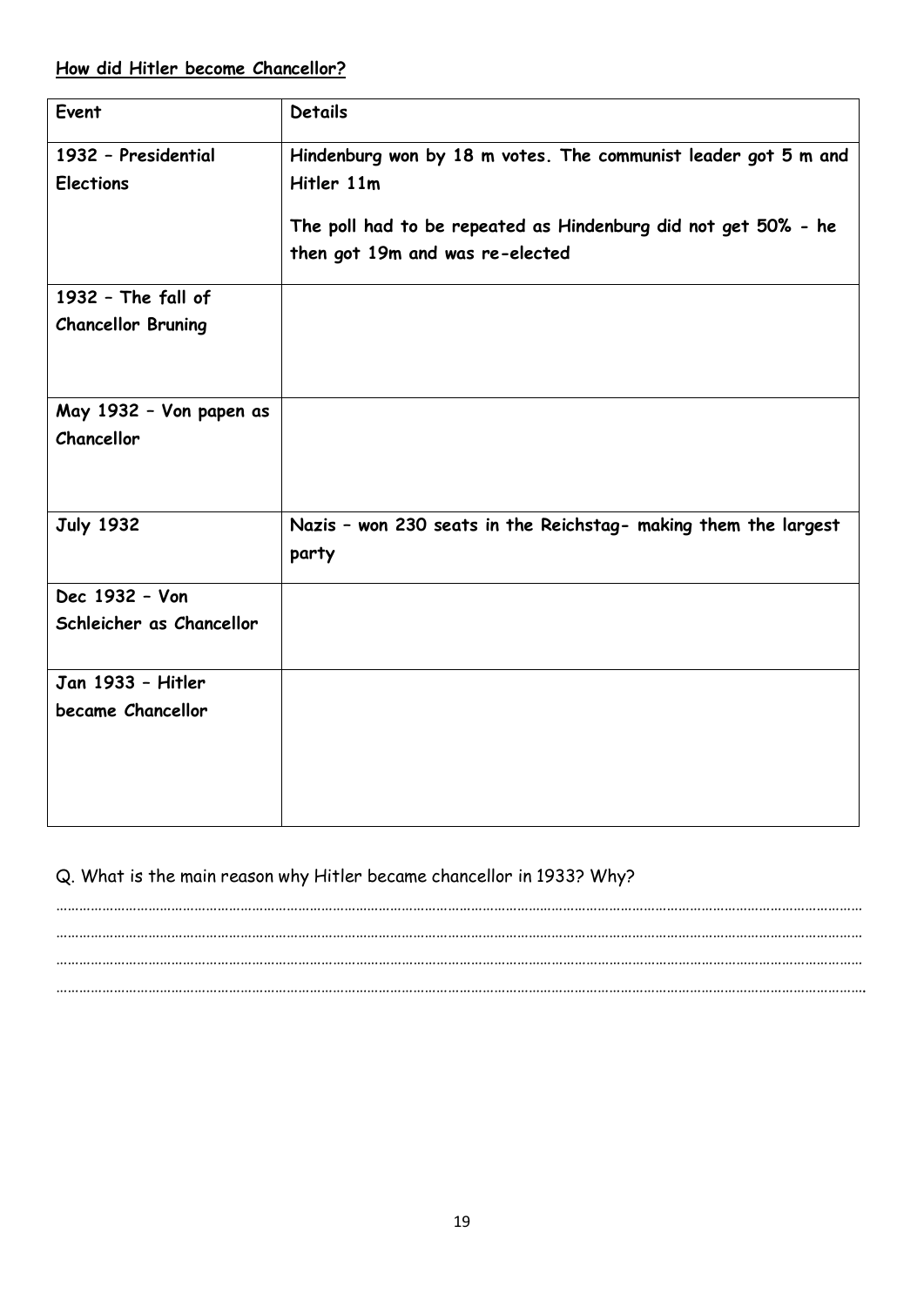**How did Hitler become Chancellor?**

| Event | Details |
|---|---|
| **1932 – Presidential Elections** | **Hindenburg won by 18 m votes. The communist leader got 5 m and Hitler 11m**<br><br>**The poll had to be repeated as Hindenburg did not get 50% - he then got 19m and was re-elected** |
| **1932 – The fall of Chancellor Bruning** | |
| **May 1932 – Von papen as Chancellor** | |
| **July 1932** | **Nazis – won 230 seats in the Reichstag- making them the largest party** |
| **Dec 1932 – Von Schleicher as Chancellor** | |
| **Jan 1933 – Hitler became Chancellor** | |

Q. What is the main reason why Hitler became chancellor in 1933? Why?

…………………………………………………………………………………………………………………………………………………………………………

…………………………………………………………………………………………………………………………………………………………………………

…………………………………………………………………………………………………………………………………………………………………………

…………………………………………………………………………………………………………………………………………………………………………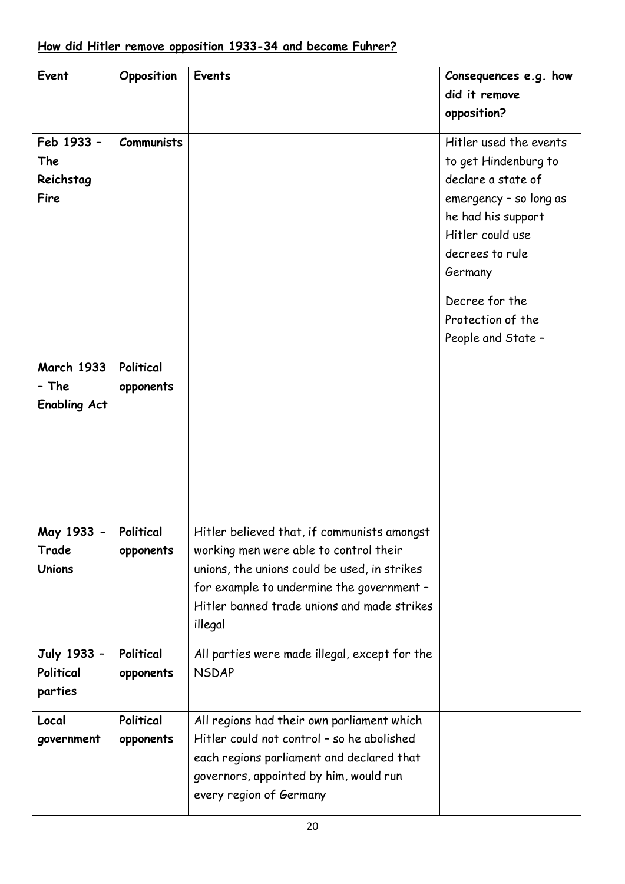**How did Hitler remove opposition 1933-34 and become Fuhrer?**

| Event | Opposition | Events | Consequences e.g. how did it remove opposition? |
|---|---|---|---|
| **Feb 1933 – The Reichstag Fire** | **Communists** | | Hitler used the events to get Hindenburg to declare a state of emergency – so long as he had his support Hitler could use decrees to rule Germany<br><br>Decree for the Protection of the People and State – |
| **March 1933 – The Enabling Act** | **Political opponents** | | |
| **May 1933 - Trade Unions** | **Political opponents** | Hitler believed that, if communists amongst working men were able to control their unions, the unions could be used, in strikes for example to undermine the government – Hitler banned trade unions and made strikes illegal | |
| **July 1933 – Political parties** | **Political opponents** | All parties were made illegal, except for the NSDAP | |
| **Local government** | **Political opponents** | All regions had their own parliament which Hitler could not control – so he abolished each regions parliament and declared that governors, appointed by him, would run every region of Germany | |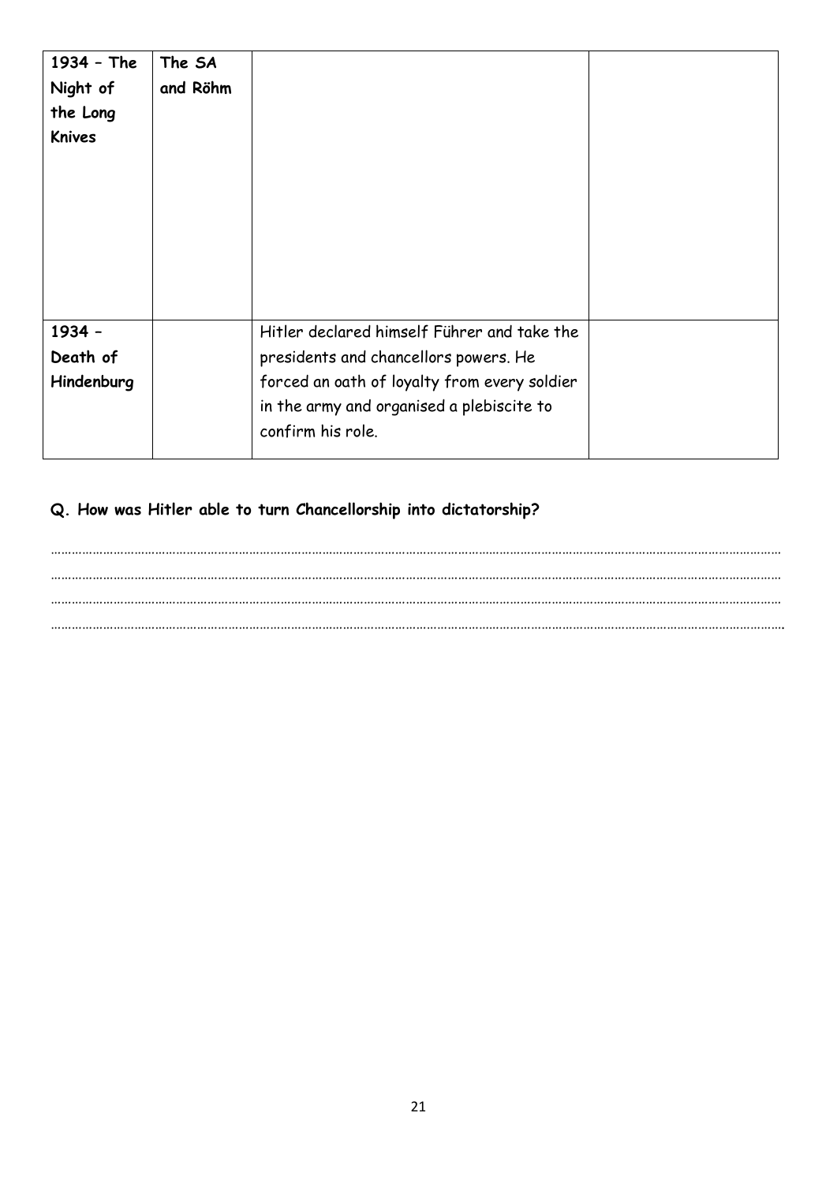| 1934 – The Night of the Long Knives | The SA and Röhm | | |
|---|---|---|---|
| 1934 – Death of Hindenburg | | Hitler declared himself Führer and take the presidents and chancellors powers. He forced an oath of loyalty from every soldier in the army and organised a plebiscite to confirm his role. | |

**Q. How was Hitler able to turn Chancellorship into dictatorship?**

……………………………………………………………………………………………………………………………………………………………………………
……………………………………………………………………………………………………………………………………………………………………………
……………………………………………………………………………………………………………………………………………………………………………
……………………………………………………………………………………………………………………………………………………………………………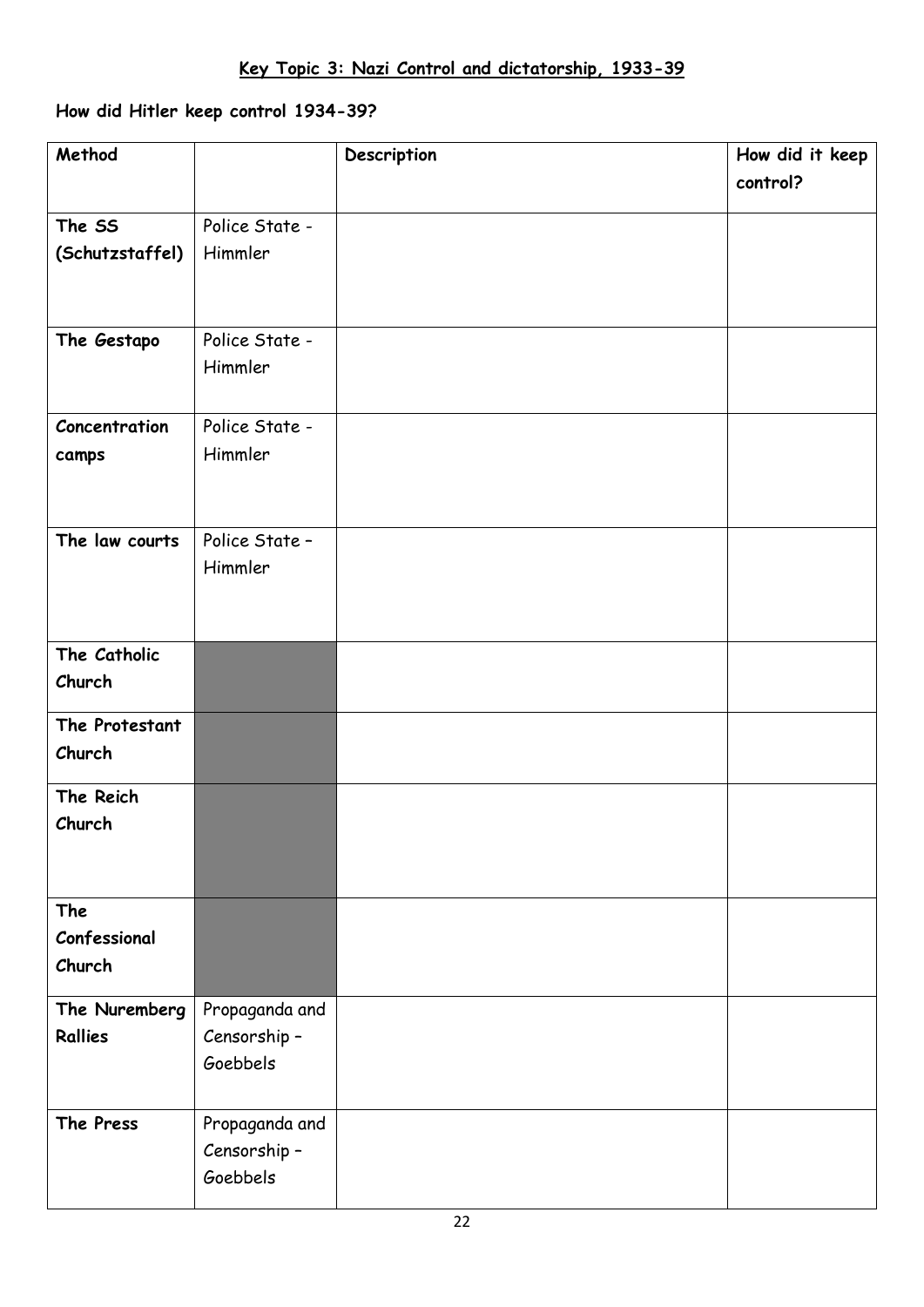## Key Topic 3: Nazi Control and dictatorship, 1933-39

**How did Hitler keep control 1934-39?**

| Method | | Description | How did it keep control? |
|---|---|---|---|
| **The SS (Schutzstaffel)** | Police State - Himmler | | |
| **The Gestapo** | Police State - Himmler | | |
| **Concentration camps** | Police State - Himmler | | |
| **The law courts** | Police State – Himmler | | |
| **The Catholic Church** | | | |
| **The Protestant Church** | | | |
| **The Reich Church** | | | |
| **The Confessional Church** | | | |
| **The Nuremberg Rallies** | Propaganda and Censorship – Goebbels | | |
| **The Press** | Propaganda and Censorship – Goebbels | | |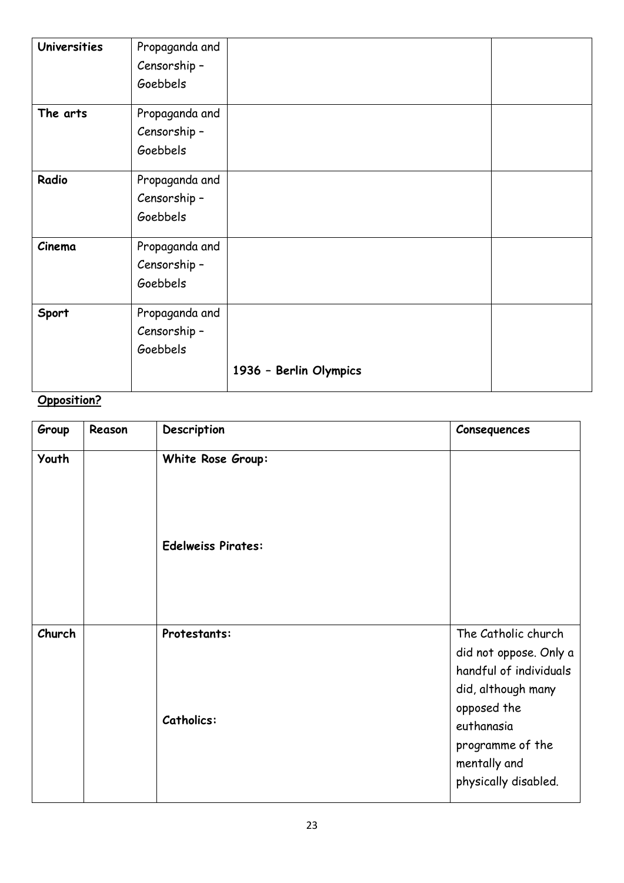| | | | |
|---|---|---|---|
| **Universities** | Propaganda and Censorship – Goebbels | | |
| **The arts** | Propaganda and Censorship – Goebbels | | |
| **Radio** | Propaganda and Censorship – Goebbels | | |
| **Cinema** | Propaganda and Censorship – Goebbels | | |
| **Sport** | Propaganda and Censorship – Goebbels | **1936 – Berlin Olympics** | |

**Opposition?**

| Group | Reason | Description | Consequences |
|---|---|---|---|
| **Youth** | | **White Rose Group:**<br><br>**Edelweiss Pirates:** | |
| **Church** | | **Protestants:**<br><br>**Catholics:** | The Catholic church did not oppose. Only a handful of individuals did, although many opposed the euthanasia programme of the mentally and physically disabled. |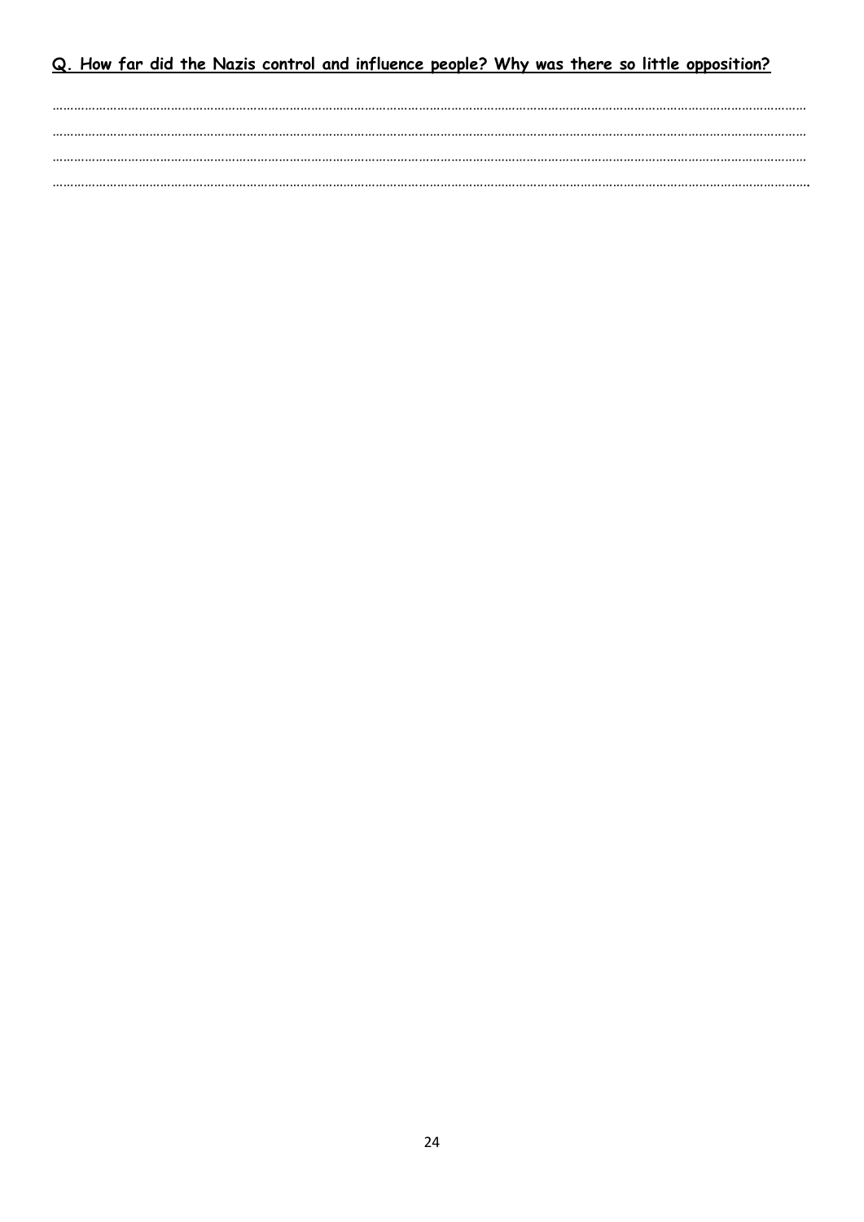**Q. How far did the Nazis control and influence people? Why was there so little opposition?**

…………………………………………………………………………………………………………………………………………………………………………………………

…………………………………………………………………………………………………………………………………………………………………………………………

…………………………………………………………………………………………………………………………………………………………………………………………

…………………………………………………………………………………………………………………………………………………………………………………………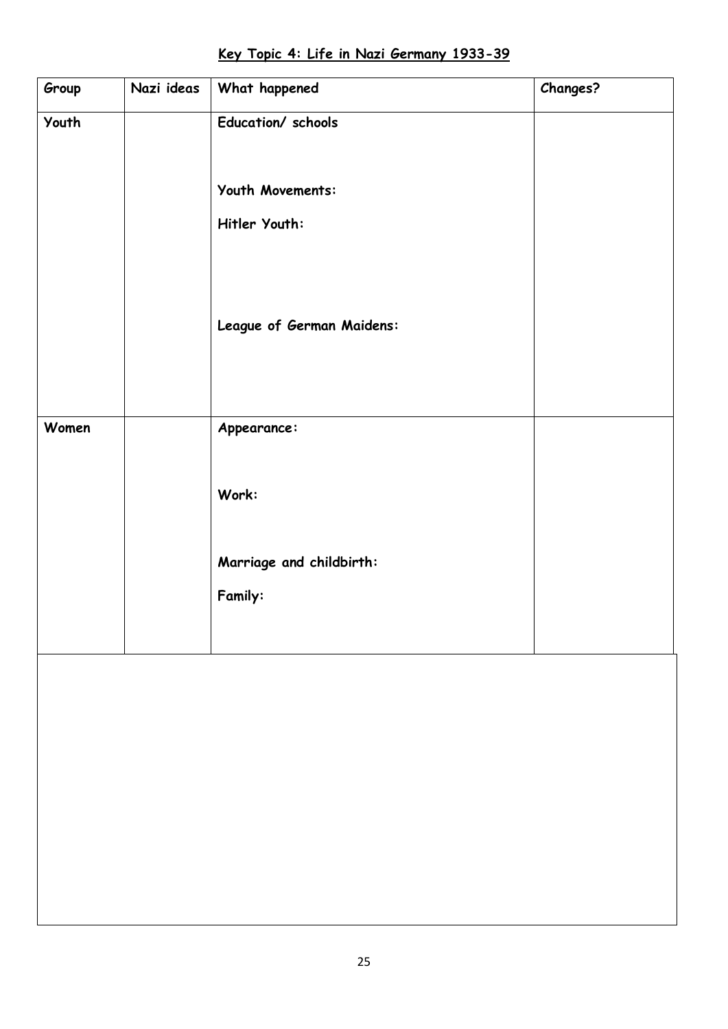**Key Topic 4: Life in Nazi Germany 1933-39**

| Group | Nazi ideas | What happened | Changes? |
|---|---|---|---|
| Youth | | **Education/ schools**<br><br>**Youth Movements:**<br><br>**Hitler Youth:**<br><br>**League of German Maidens:** | |
| Women | | **Appearance:**<br><br>**Work:**<br><br>**Marriage and childbirth:**<br><br>**Family:** | |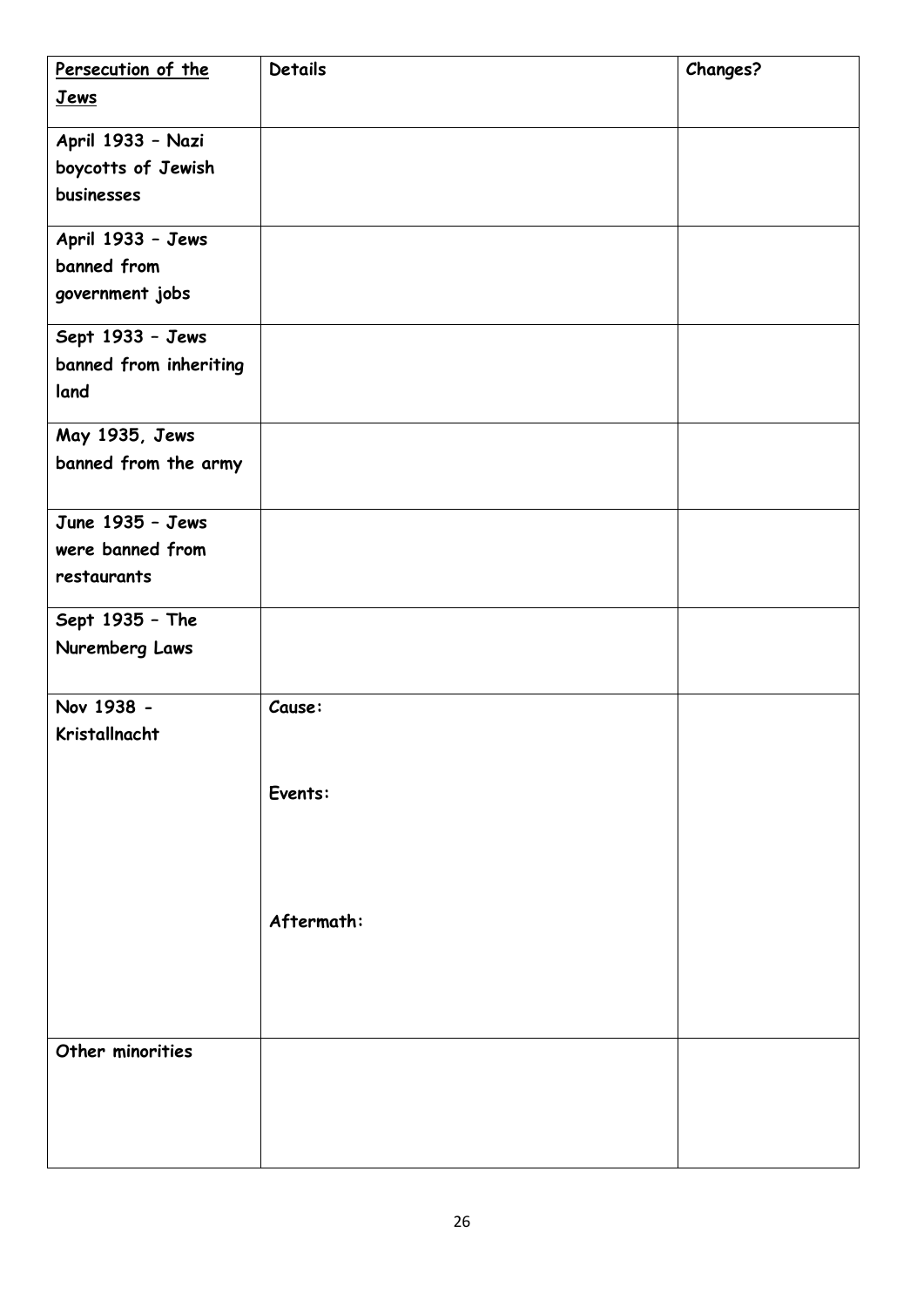| Persecution of the Jews | Details | Changes? |
|---|---|---|
| April 1933 – Nazi boycotts of Jewish businesses | | |
| April 1933 – Jews banned from government jobs | | |
| Sept 1933 – Jews banned from inheriting land | | |
| May 1935, Jews banned from the army | | |
| June 1935 – Jews were banned from restaurants | | |
| Sept 1935 – The Nuremberg Laws | | |
| Nov 1938 - Kristallnacht | Cause:<br><br>Events:<br><br>Aftermath: | |
| Other minorities | | |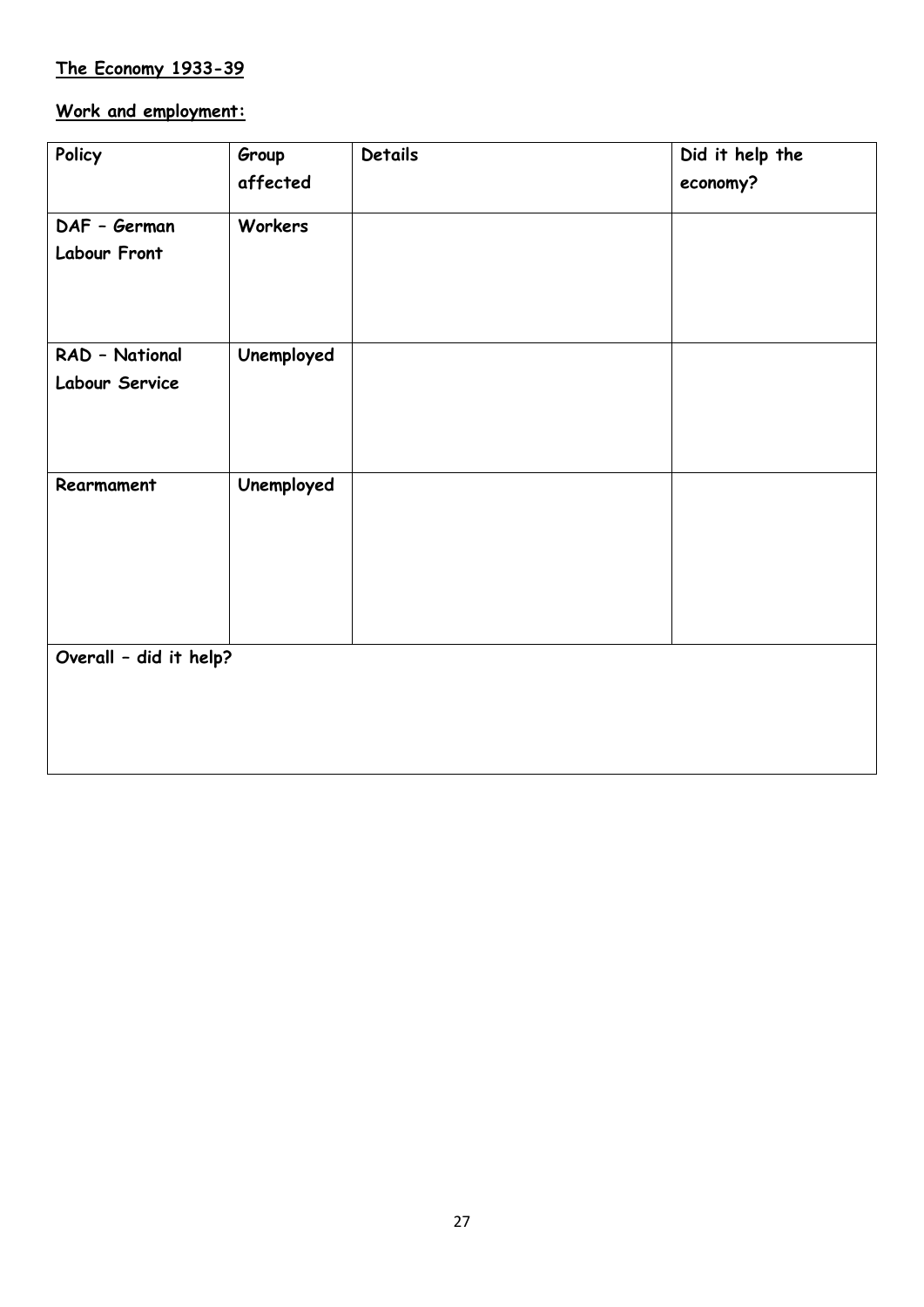**The Economy 1933-39**

**Work and employment:**

| Policy | Group affected | Details | Did it help the economy? |
|---|---|---|---|
| DAF – German Labour Front | Workers | | |
| RAD – National Labour Service | Unemployed | | |
| Rearmament | Unemployed | | |
| Overall – did it help? | | | |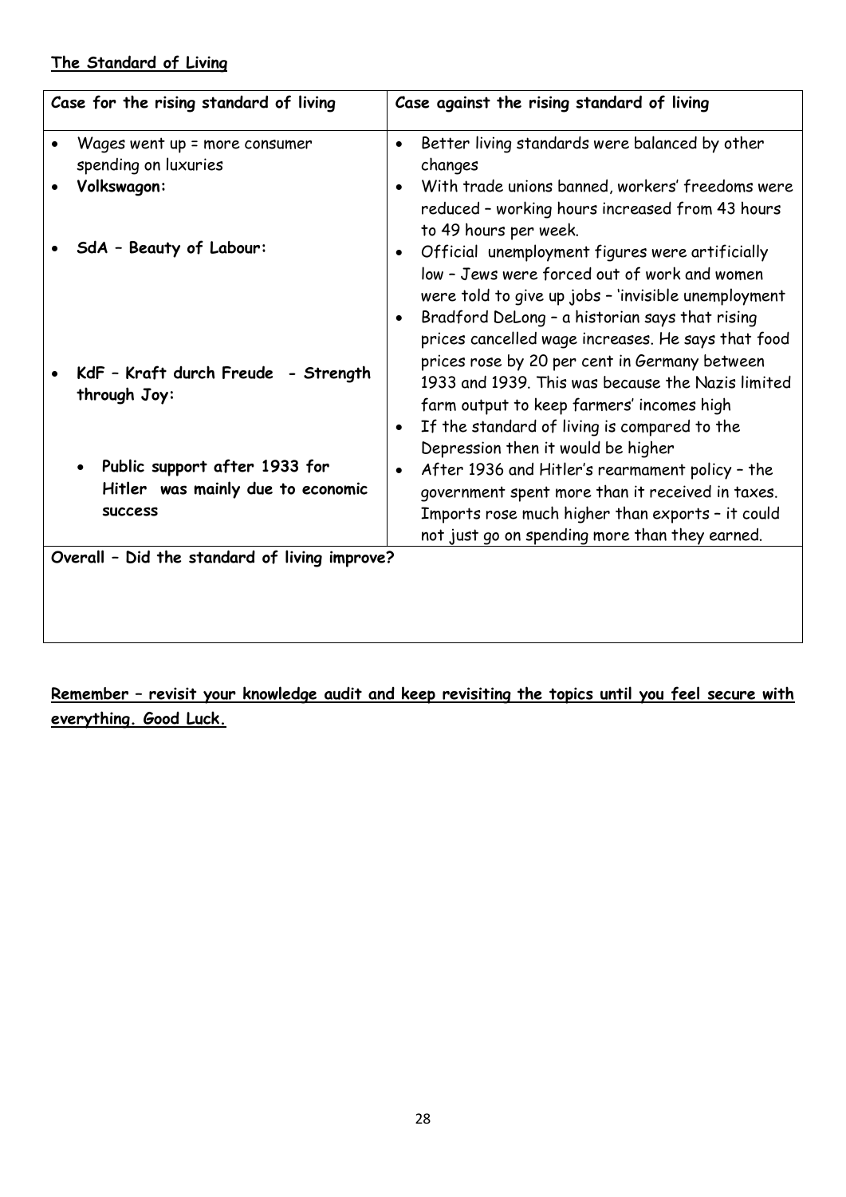**The Standard of Living**

| Case for the rising standard of living | Case against the rising standard of living |
|---|---|
| • Wages went up = more consumer spending on luxuries<br>• **Volkswagon:**<br><br>• **SdA – Beauty of Labour:**<br><br>• **KdF – Kraft durch Freude - Strength through Joy:**<br><br>• **Public support after 1933 for Hitler was mainly due to economic success** | • Better living standards were balanced by other changes<br>• With trade unions banned, workers' freedoms were reduced – working hours increased from 43 hours to 49 hours per week.<br>• Official unemployment figures were artificially low – Jews were forced out of work and women were told to give up jobs – 'invisible unemployment<br>• Bradford DeLong – a historian says that rising prices cancelled wage increases. He says that food prices rose by 20 per cent in Germany between 1933 and 1939. This was because the Nazis limited farm output to keep farmers' incomes high<br>• If the standard of living is compared to the Depression then it would be higher<br>• After 1936 and Hitler's rearmament policy – the government spent more than it received in taxes. Imports rose much higher than exports – it could not just go on spending more than they earned. |
| **Overall – Did the standard of living improve?** | |

**Remember – revisit your knowledge audit and keep revisiting the topics until you feel secure with everything. Good Luck.**